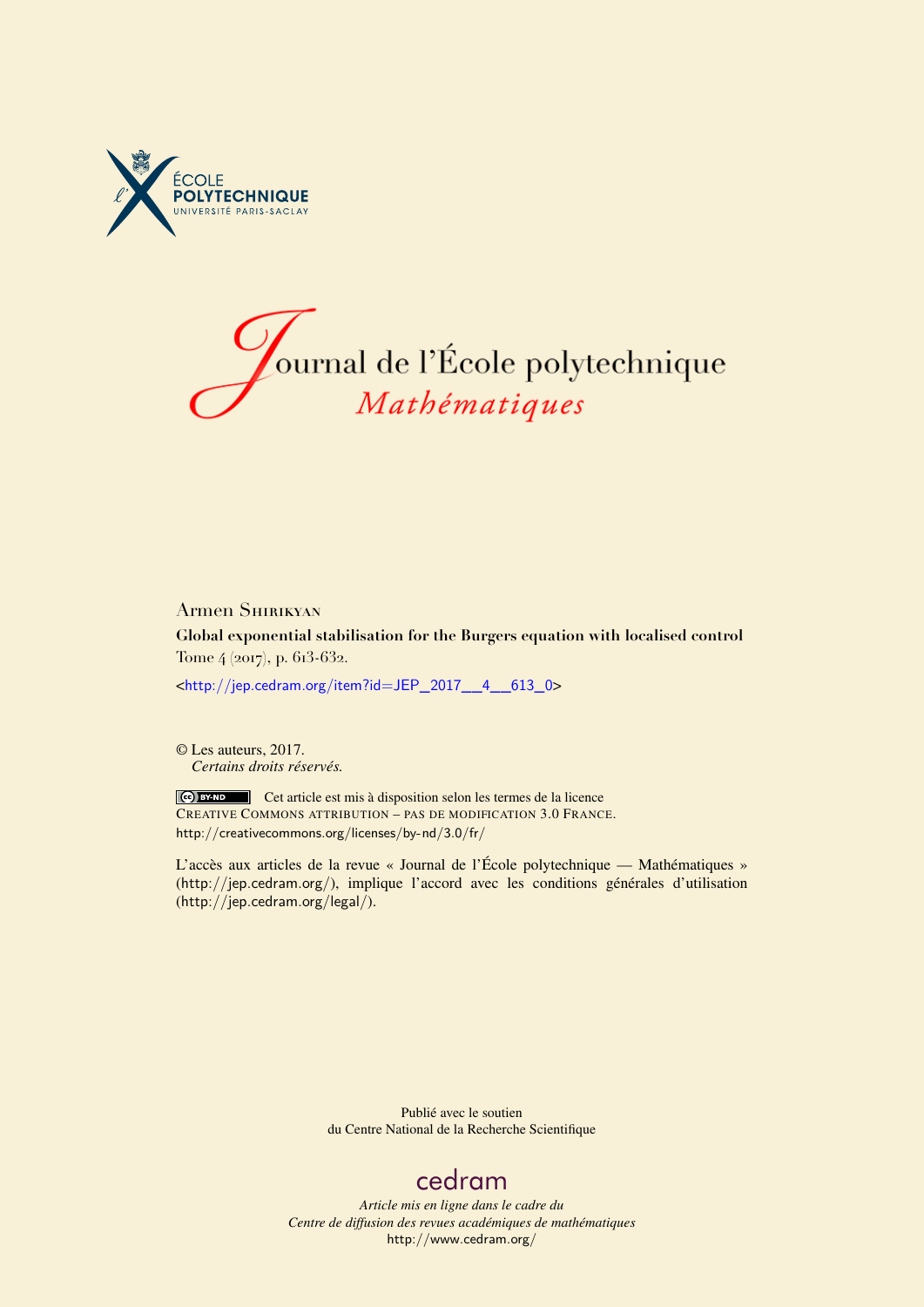ÉCOLE POLYTECHNIQUE
UNIVERSITÉ PARIS-SACLAY

# Journal de l'École polytechnique
## *Mathématiques*

Armen Shirikyan

**Global exponential stabilisation for the Burgers equation with localised control**

Tome 4 (2017), p. 613-632.

<http://jep.cedram.org/item?id=JEP_2017__4__613_0>

© Les auteurs, 2017.
*Certains droits réservés.*

Cet article est mis à disposition selon les termes de la licence CREATIVE COMMONS ATTRIBUTION – PAS DE MODIFICATION 3.0 FRANCE.
http://creativecommons.org/licenses/by-nd/3.0/fr/

L'accès aux articles de la revue « Journal de l'École polytechnique — Mathématiques » (http://jep.cedram.org/), implique l'accord avec les conditions générales d'utilisation (http://jep.cedram.org/legal/).

Publié avec le soutien
du Centre National de la Recherche Scientifique

cedram

*Article mis en ligne dans le cadre du*
*Centre de diffusion des revues académiques de mathématiques*
http://www.cedram.org/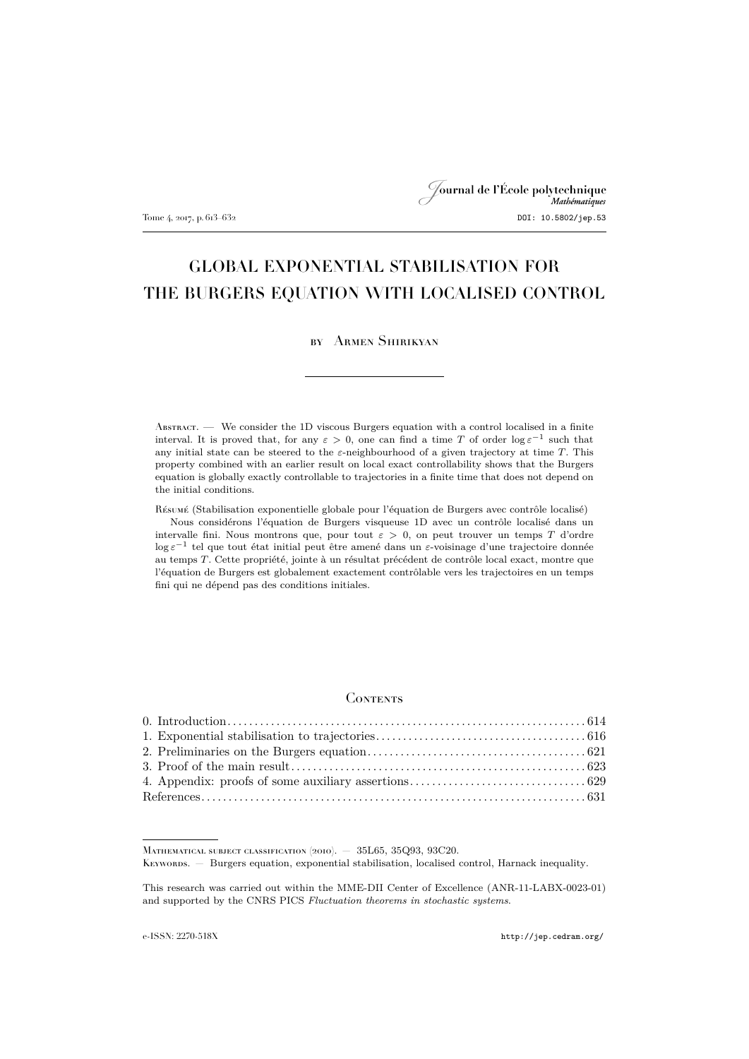# GLOBAL EXPONENTIAL STABILISATION FOR THE BURGERS EQUATION WITH LOCALISED CONTROL

by Armen Shirikyan

---

Abstract. — We consider the 1D viscous Burgers equation with a control localised in a finite interval. It is proved that, for any $\varepsilon > 0$, one can find a time $T$ of order $\log \varepsilon^{-1}$ such that any initial state can be steered to the $\varepsilon$-neighbourhood of a given trajectory at time $T$. This property combined with an earlier result on local exact controllability shows that the Burgers equation is globally exactly controllable to trajectories in a finite time that does not depend on the initial conditions.

Résumé (Stabilisation exponentielle globale pour l'équation de Burgers avec contrôle localisé)

Nous considérons l'équation de Burgers visqueuse 1D avec un contrôle localisé dans un intervalle fini. Nous montrons que, pour tout $\varepsilon > 0$, on peut trouver un temps $T$ d'ordre $\log \varepsilon^{-1}$ tel que tout état initial peut être amené dans un $\varepsilon$-voisinage d'une trajectoire donnée au temps $T$. Cette propriété, jointe à un résultat précédent de contrôle local exact, montre que l'équation de Burgers est globalement exactement contrôlable vers les trajectoires en un temps fini qui ne dépend pas des conditions initiales.

## Contents

0. Introduction . . . 614
1. Exponential stabilisation to trajectories . . . 616
2. Preliminaries on the Burgers equation . . . 621
3. Proof of the main result . . . 623
4. Appendix: proofs of some auxiliary assertions . . . 629

References . . . 631

---

Mathematical subject classification (2010). — 35L65, 35Q93, 93C20.

Keywords. — Burgers equation, exponential stabilisation, localised control, Harnack inequality.

This research was carried out within the MME-DII Center of Excellence (ANR-11-LABX-0023-01) and supported by the CNRS PICS *Fluctuation theorems in stochastic systems*.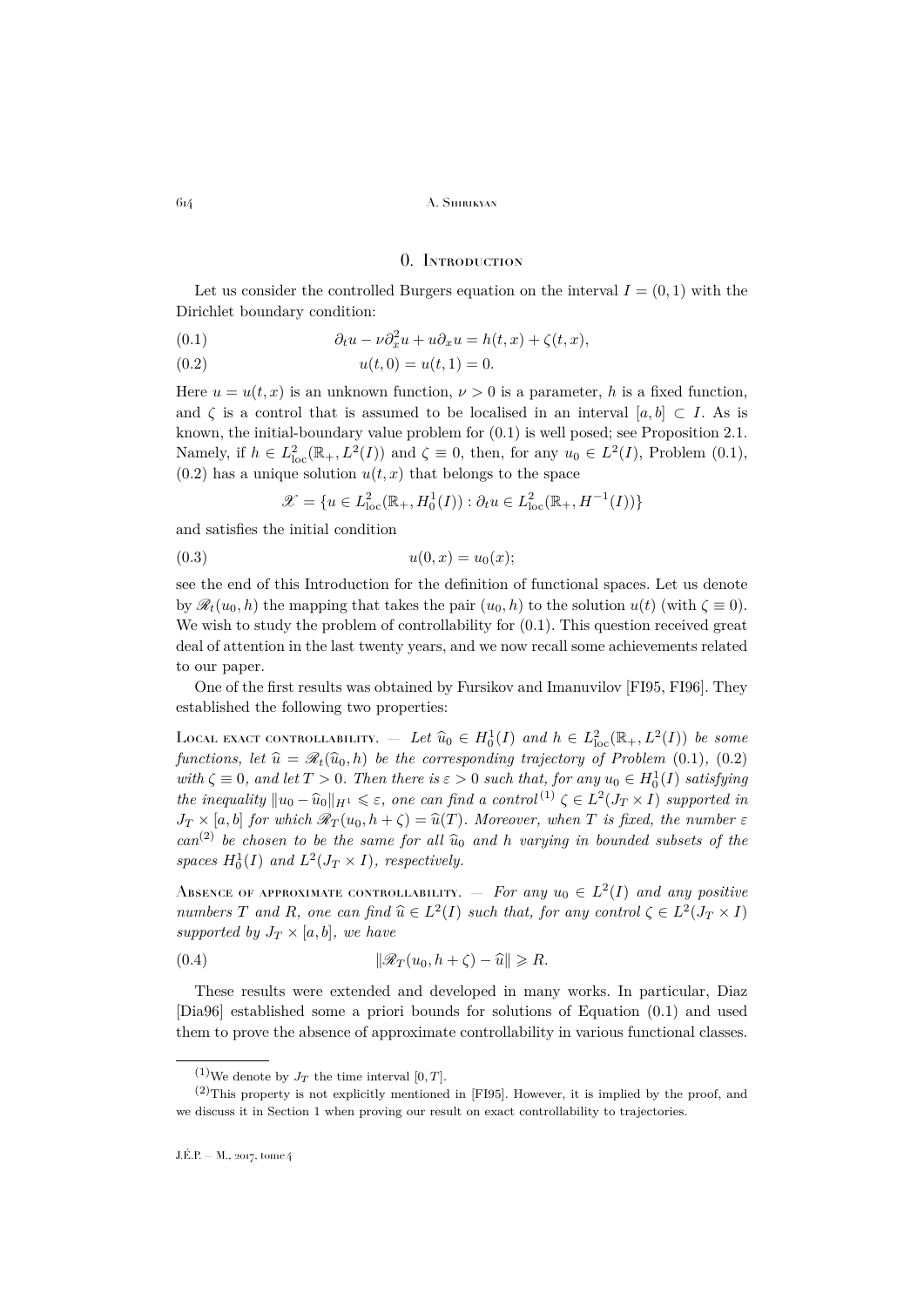## 0. Introduction

Let us consider the controlled Burgers equation on the interval $I=(0,1)$ with the Dirichlet boundary condition:

$$\partial_t u - \nu\partial_x^2 u + u\partial_x u = h(t,x) + \zeta(t,x), \tag{0.1}$$

$$u(t,0)=u(t,1)=0. \tag{0.2}$$

Here $u=u(t,x)$ is an unknown function, $\nu>0$ is a parameter, $h$ is a fixed function, and $\zeta$ is a control that is assumed to be localised in an interval $[a,b]\subset I$. As is known, the initial-boundary value problem for (0.1) is well posed; see Proposition 2.1. Namely, if $h\in L^2_{\mathrm{loc}}(\mathbb{R}_+,L^2(I))$ and $\zeta\equiv 0$, then, for any $u_0\in L^2(I)$, Problem (0.1), (0.2) has a unique solution $u(t,x)$ that belongs to the space

$$\mathscr{X}=\{u\in L^2_{\mathrm{loc}}(\mathbb{R}_+,H^1_0(I)):\partial_t u\in L^2_{\mathrm{loc}}(\mathbb{R}_+,H^{-1}(I))\}$$

and satisfies the initial condition

$$u(0,x)=u_0(x); \tag{0.3}$$

see the end of this Introduction for the definition of functional spaces. Let us denote by $\mathscr{R}_t(u_0,h)$ the mapping that takes the pair $(u_0,h)$ to the solution $u(t)$ (with $\zeta\equiv 0$). We wish to study the problem of controllability for (0.1). This question received great deal of attention in the last twenty years, and we now recall some achievements related to our paper.

One of the first results was obtained by Fursikov and Imanuvilov [FI95, FI96]. They established the following two properties:

Local exact controllability. — *Let $\widehat{u}_0\in H^1_0(I)$ and $h\in L^2_{\mathrm{loc}}(\mathbb{R}_+,L^2(I))$ be some functions, let $\widehat{u}=\mathscr{R}_t(\widehat{u}_0,h)$ be the corresponding trajectory of Problem (0.1), (0.2) with $\zeta\equiv 0$, and let $T>0$. Then there is $\varepsilon>0$ such that, for any $u_0\in H^1_0(I)$ satisfying the inequality $\|u_0-\widehat{u}_0\|_{H^1}\leqslant\varepsilon$, one can find a control[(1)] $\zeta\in L^2(J_T\times I)$ supported in $J_T\times[a,b]$ for which $\mathscr{R}_T(u_0,h+\zeta)=\widehat{u}(T)$. Moreover, when $T$ is fixed, the number $\varepsilon$ can[(2)] be chosen to be the same for all $\widehat{u}_0$ and $h$ varying in bounded subsets of the spaces $H^1_0(I)$ and $L^2(J_T\times I)$, respectively.*

Absence of approximate controllability. — *For any $u_0\in L^2(I)$ and any positive numbers $T$ and $R$, one can find $\widehat{u}\in L^2(I)$ such that, for any control $\zeta\in L^2(J_T\times I)$ supported by $J_T\times[a,b]$, we have*

$$\|\mathscr{R}_T(u_0,h+\zeta)-\widehat{u}\|\geqslant R. \tag{0.4}$$

These results were extended and developed in many works. In particular, Diaz [Dia96] established some a priori bounds for solutions of Equation (0.1) and used them to prove the absence of approximate controllability in various functional classes.

---

(1) We denote by $J_T$ the time interval $[0,T]$.

(2) This property is not explicitly mentioned in [FI95]. However, it is implied by the proof, and we discuss it in Section 1 when proving our result on exact controllability to trajectories.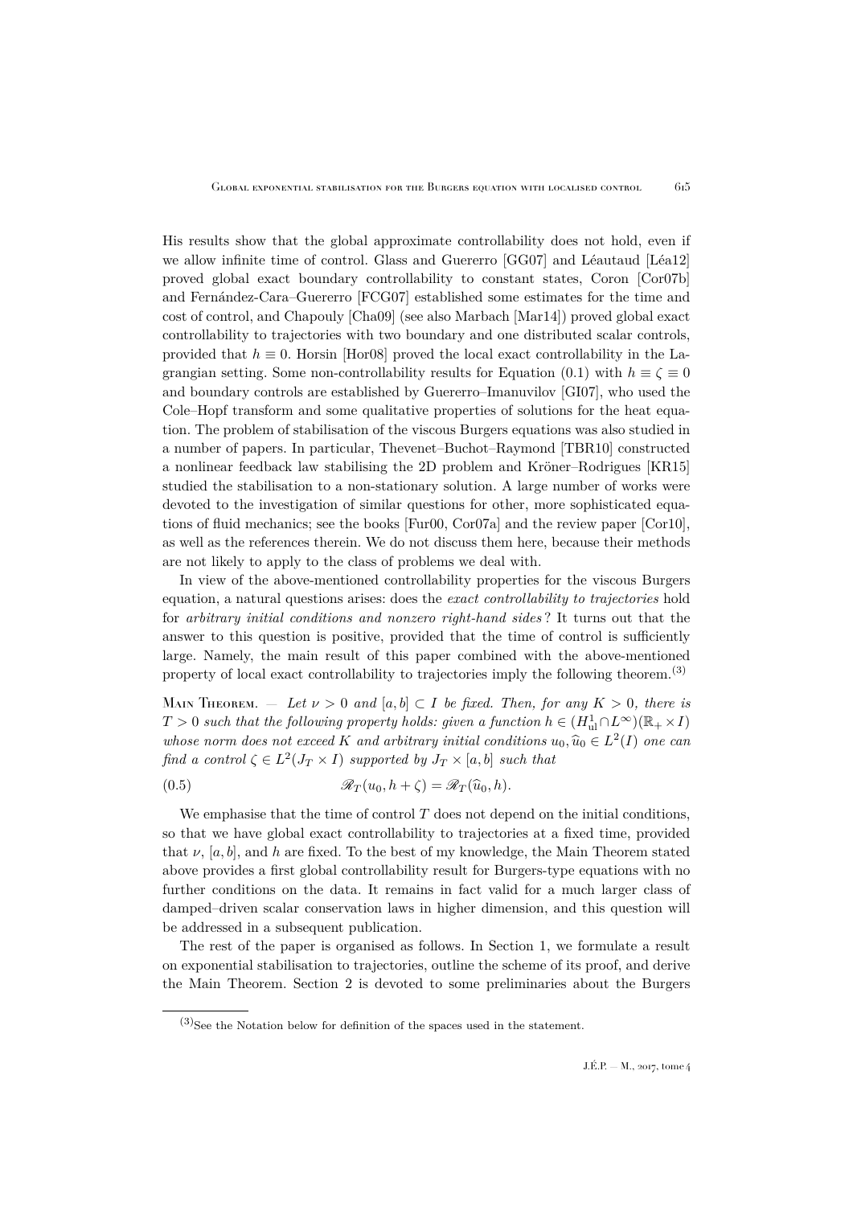His results show that the global approximate controllability does not hold, even if we allow infinite time of control. Glass and Guererro [GG07] and Léautaud [Léa12] proved global exact boundary controllability to constant states, Coron [Cor07b] and Fernández-Cara–Guererro [FCG07] established some estimates for the time and cost of control, and Chapouly [Cha09] (see also Marbach [Mar14]) proved global exact controllability to trajectories with two boundary and one distributed scalar controls, provided that $h \equiv 0$. Horsin [Hor08] proved the local exact controllability in the Lagrangian setting. Some non-controllability results for Equation (0.1) with $h \equiv \zeta \equiv 0$ and boundary controls are established by Guererro–Imanuvilov [GI07], who used the Cole–Hopf transform and some qualitative properties of solutions for the heat equation. The problem of stabilisation of the viscous Burgers equations was also studied in a number of papers. In particular, Thevenet–Buchot–Raymond [TBR10] constructed a nonlinear feedback law stabilising the 2D problem and Kröner–Rodrigues [KR15] studied the stabilisation to a non-stationary solution. A large number of works were devoted to the investigation of similar questions for other, more sophisticated equations of fluid mechanics; see the books [Fur00, Cor07a] and the review paper [Cor10], as well as the references therein. We do not discuss them here, because their methods are not likely to apply to the class of problems we deal with.

In view of the above-mentioned controllability properties for the viscous Burgers equation, a natural questions arises: does the *exact controllability to trajectories* hold for *arbitrary initial conditions and nonzero right-hand sides*? It turns out that the answer to this question is positive, provided that the time of control is sufficiently large. Namely, the main result of this paper combined with the above-mentioned property of local exact controllability to trajectories imply the following theorem.[3]

Main Theorem. — *Let $\nu > 0$ and $[a,b] \subset I$ be fixed. Then, for any $K > 0$, there is $T > 0$ such that the following property holds: given a function $h \in (H^1_{\mathrm{ul}} \cap L^\infty)(\mathbb{R}_+ \times I)$ whose norm does not exceed $K$ and arbitrary initial conditions $u_0, \widehat{u}_0 \in L^2(I)$ one can find a control $\zeta \in L^2(J_T \times I)$ supported by $J_T \times [a,b]$ such that*

$$\mathscr{R}_T(u_0, h + \zeta) = \mathscr{R}_T(\widehat{u}_0, h). \tag{0.5}$$

We emphasise that the time of control $T$ does not depend on the initial conditions, so that we have global exact controllability to trajectories at a fixed time, provided that $\nu$, $[a,b]$, and $h$ are fixed. To the best of my knowledge, the Main Theorem stated above provides a first global controllability result for Burgers-type equations with no further conditions on the data. It remains in fact valid for a much larger class of damped–driven scalar conservation laws in higher dimension, and this question will be addressed in a subsequent publication.

The rest of the paper is organised as follows. In Section 1, we formulate a result on exponential stabilisation to trajectories, outline the scheme of its proof, and derive the Main Theorem. Section 2 is devoted to some preliminaries about the Burgers

[3] See the Notation below for definition of the spaces used in the statement.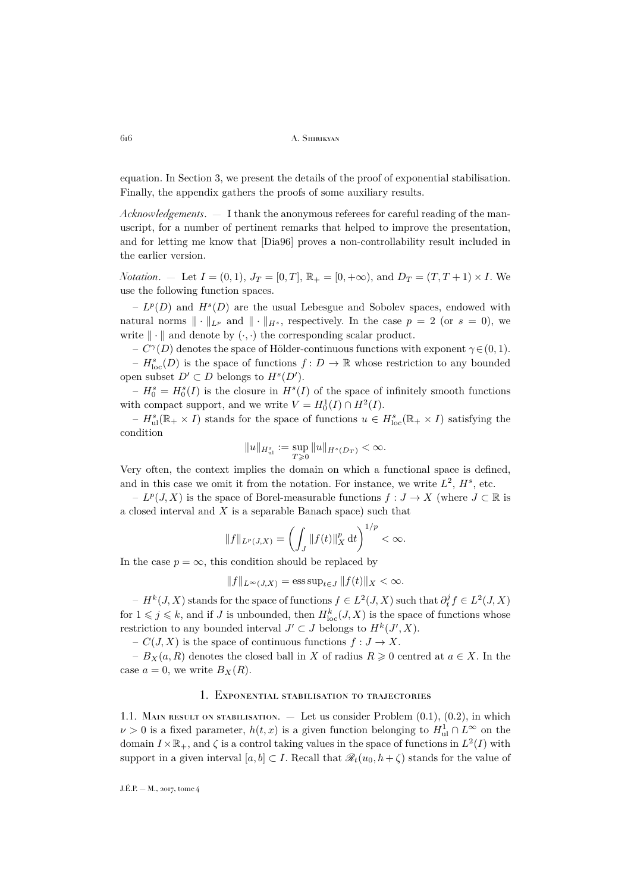equation. In Section 3, we present the details of the proof of exponential stabilisation. Finally, the appendix gathers the proofs of some auxiliary results.

*Acknowledgements*. — I thank the anonymous referees for careful reading of the manuscript, for a number of pertinent remarks that helped to improve the presentation, and for letting me know that [Dia96] proves a non-controllability result included in the earlier version.

*Notation*. — Let $I = (0,1)$, $J_T = [0,T]$, $\mathbb{R}_+ = [0,+\infty)$, and $D_T = (T, T+1) \times I$. We use the following function spaces.

– $L^p(D)$ and $H^s(D)$ are the usual Lebesgue and Sobolev spaces, endowed with natural norms $\|\cdot\|_{L^p}$ and $\|\cdot\|_{H^s}$, respectively. In the case $p = 2$ (or $s = 0$), we write $\|\cdot\|$ and denote by $(\cdot,\cdot)$ the corresponding scalar product.

– $C^\gamma(D)$ denotes the space of Hölder-continuous functions with exponent $\gamma \in (0,1)$.

– $H^s_{\mathrm{loc}}(D)$ is the space of functions $f\colon D \to \mathbb{R}$ whose restriction to any bounded open subset $D' \subset D$ belongs to $H^s(D')$.

– $H^s_0 = H^s_0(I)$ is the closure in $H^s(I)$ of the space of infinitely smooth functions with compact support, and we write $V = H^1_0(I) \cap H^2(I)$.

– $H^s_{\mathrm{ul}}(\mathbb{R}_+ \times I)$ stands for the space of functions $u \in H^s_{\mathrm{loc}}(\mathbb{R}_+ \times I)$ satisfying the condition

$$\|u\|_{H^s_{\mathrm{ul}}} := \sup_{T \geqslant 0} \|u\|_{H^s(D_T)} < \infty.$$

Very often, the context implies the domain on which a functional space is defined, and in this case we omit it from the notation. For instance, we write $L^2$, $H^s$, etc.

– $L^p(J, X)$ is the space of Borel-measurable functions $f : J \to X$ (where $J \subset \mathbb{R}$ is a closed interval and $X$ is a separable Banach space) such that

$$\|f\|_{L^p(J,X)} = \left( \int_J \|f(t)\|_X^p \,\mathrm{d}t \right)^{1/p} < \infty.$$

In the case $p = \infty$, this condition should be replaced by

$$\|f\|_{L^\infty(J,X)} = \operatorname{ess\,sup}_{t \in J} \|f(t)\|_X < \infty.$$

– $H^k(J, X)$ stands for the space of functions $f \in L^2(J, X)$ such that $\partial_t^j f \in L^2(J, X)$ for $1 \leqslant j \leqslant k$, and if $J$ is unbounded, then $H^k_{\mathrm{loc}}(J, X)$ is the space of functions whose restriction to any bounded interval $J' \subset J$ belongs to $H^k(J', X)$.

– $C(J, X)$ is the space of continuous functions $f : J \to X$.

– $B_X(a, R)$ denotes the closed ball in $X$ of radius $R \geqslant 0$ centred at $a \in X$. In the case $a = 0$, we write $B_X(R)$.

## 1. Exponential stabilisation to trajectories

### 1.1. Main result on stabilisation.

— Let us consider Problem (0.1), (0.2), in which $\nu > 0$ is a fixed parameter, $h(t,x)$ is a given function belonging to $H^1_{\mathrm{ul}} \cap L^\infty$ on the domain $I \times \mathbb{R}_+$, and $\zeta$ is a control taking values in the space of functions in $L^2(I)$ with support in a given interval $[a,b] \subset I$. Recall that $\mathscr{R}_t(u_0, h + \zeta)$ stands for the value of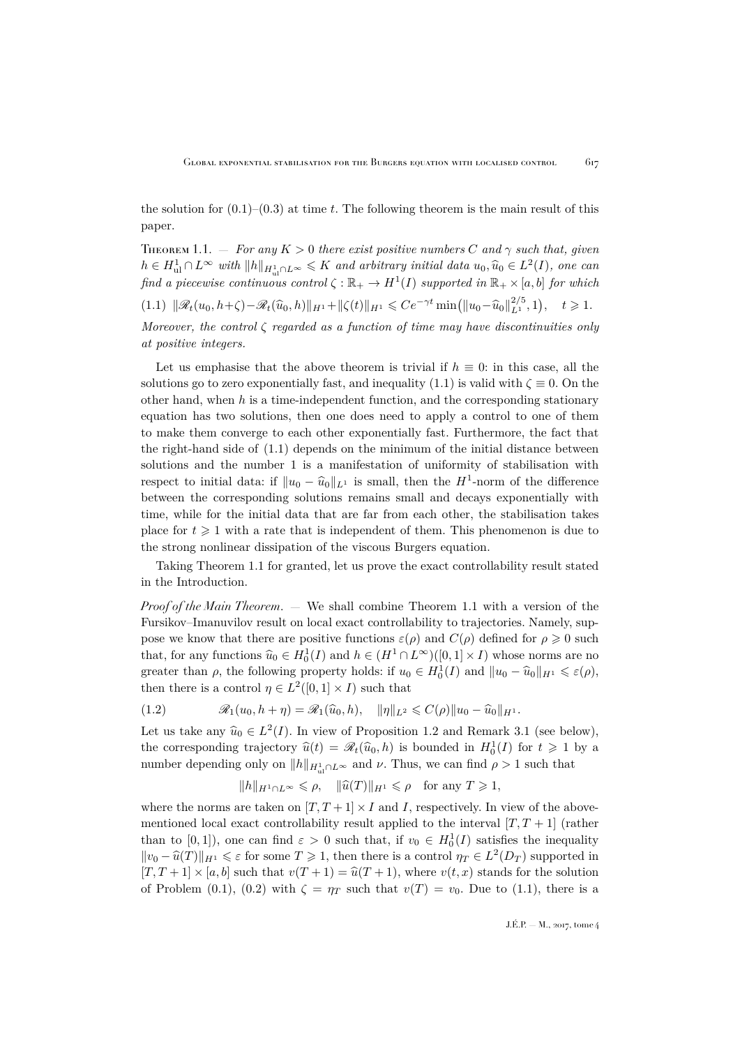the solution for (0.1)–(0.3) at time $t$. The following theorem is the main result of this paper.

Theorem 1.1. — *For any $K>0$ there exist positive numbers $C$ and $\gamma$ such that, given $h\in H^1_{\mathrm{ul}}\cap L^\infty$ with $\|h\|_{H^1_{\mathrm{ul}}\cap L^\infty}\leqslant K$ and arbitrary initial data $u_0,\widehat{u}_0\in L^2(I)$, one can find a piecewise continuous control $\zeta:\mathbb{R}_+\to H^1(I)$ supported in $\mathbb{R}_+\times[a,b]$ for which*

$$\|\mathscr{R}_t(u_0,h+\zeta)-\mathscr{R}_t(\widehat{u}_0,h)\|_{H^1}+\|\zeta(t)\|_{H^1}\leqslant Ce^{-\gamma t}\min\bigl(\|u_0-\widehat{u}_0\|_{L^1}^{2/5},1\bigr),\quad t\geqslant 1. \tag{1.1}$$

*Moreover, the control $\zeta$ regarded as a function of time may have discontinuities only at positive integers.*

Let us emphasise that the above theorem is trivial if $h\equiv 0$: in this case, all the solutions go to zero exponentially fast, and inequality (1.1) is valid with $\zeta\equiv 0$. On the other hand, when $h$ is a time-independent function, and the corresponding stationary equation has two solutions, then one does need to apply a control to one of them to make them converge to each other exponentially fast. Furthermore, the fact that the right-hand side of (1.1) depends on the minimum of the initial distance between solutions and the number 1 is a manifestation of uniformity of stabilisation with respect to initial data: if $\|u_0-\widehat{u}_0\|_{L^1}$ is small, then the $H^1$-norm of the difference between the corresponding solutions remains small and decays exponentially with time, while for the initial data that are far from each other, the stabilisation takes place for $t\geqslant 1$ with a rate that is independent of them. This phenomenon is due to the strong nonlinear dissipation of the viscous Burgers equation.

Taking Theorem 1.1 for granted, let us prove the exact controllability result stated in the Introduction.

*Proof of the Main Theorem*. — We shall combine Theorem 1.1 with a version of the Fursikov–Imanuvilov result on local exact controllability to trajectories. Namely, suppose we know that there are positive functions $\varepsilon(\rho)$ and $C(\rho)$ defined for $\rho\geqslant 0$ such that, for any functions $\widehat{u}_0\in H^1_0(I)$ and $h\in(H^1\cap L^\infty)([0,1]\times I)$ whose norms are no greater than $\rho$, the following property holds: if $u_0\in H^1_0(I)$ and $\|u_0-\widehat{u}_0\|_{H^1}\leqslant\varepsilon(\rho)$, then there is a control $\eta\in L^2([0,1]\times I)$ such that

$$\mathscr{R}_1(u_0,h+\eta)=\mathscr{R}_1(\widehat{u}_0,h),\quad \|\eta\|_{L^2}\leqslant C(\rho)\|u_0-\widehat{u}_0\|_{H^1}. \tag{1.2}$$

Let us take any $\widehat{u}_0\in L^2(I)$. In view of Proposition 1.2 and Remark 3.1 (see below), the corresponding trajectory $\widehat{u}(t)=\mathscr{R}_t(\widehat{u}_0,h)$ is bounded in $H^1_0(I)$ for $t\geqslant 1$ by a number depending only on $\|h\|_{H^1_{\mathrm{ul}}\cap L^\infty}$ and $\nu$. Thus, we can find $\rho>1$ such that

$$\|h\|_{H^1\cap L^\infty}\leqslant\rho,\quad \|\widehat{u}(T)\|_{H^1}\leqslant\rho\quad\text{for any } T\geqslant 1,$$

where the norms are taken on $[T,T+1]\times I$ and $I$, respectively. In view of the above-mentioned local exact controllability result applied to the interval $[T,T+1]$ (rather than to $[0,1]$), one can find $\varepsilon>0$ such that, if $v_0\in H^1_0(I)$ satisfies the inequality $\|v_0-\widehat{u}(T)\|_{H^1}\leqslant\varepsilon$ for some $T\geqslant 1$, then there is a control $\eta_T\in L^2(D_T)$ supported in $[T,T+1]\times[a,b]$ such that $v(T+1)=\widehat{u}(T+1)$, where $v(t,x)$ stands for the solution of Problem (0.1), (0.2) with $\zeta=\eta_T$ such that $v(T)=v_0$. Due to (1.1), there is a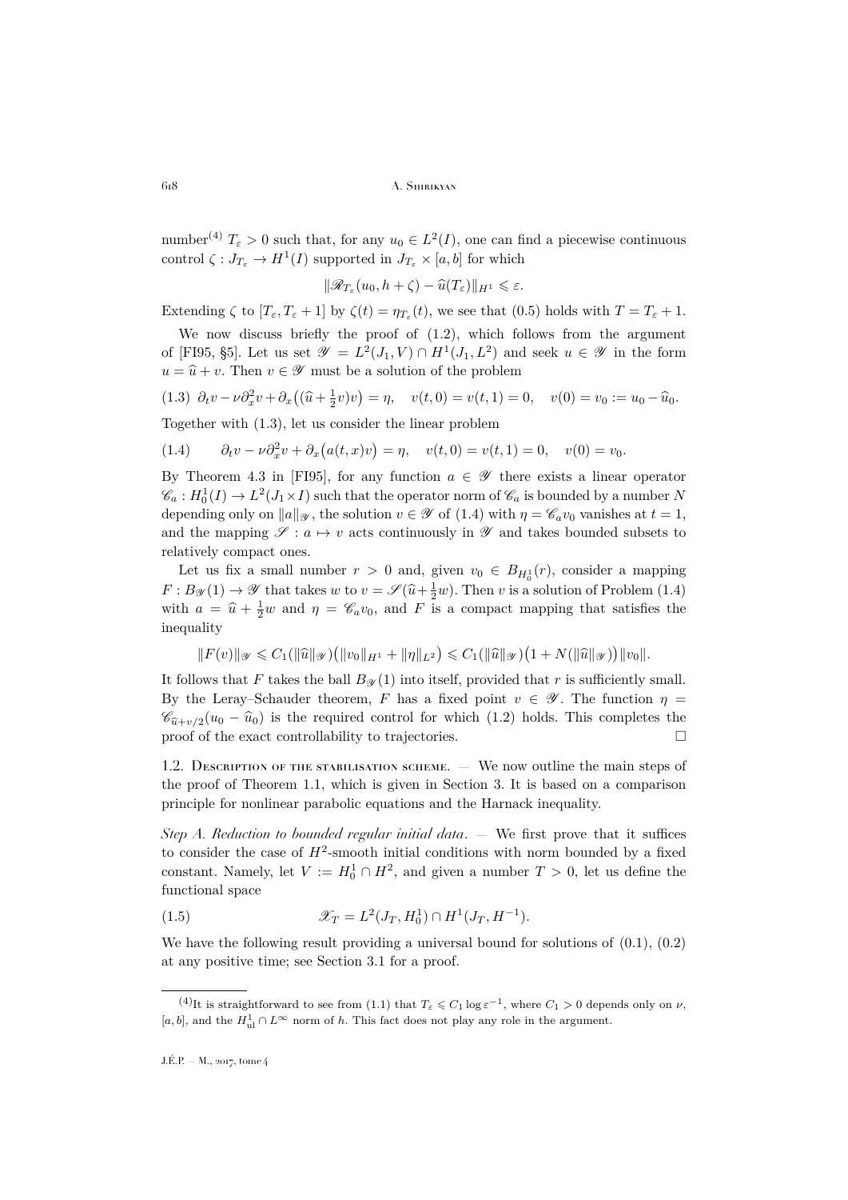number[4] $T_\varepsilon > 0$ such that, for any $u_0 \in L^2(I)$, one can find a piecewise continuous control $\zeta : J_{T_\varepsilon} \to H^1(I)$ supported in $J_{T_\varepsilon} \times [a,b]$ for which

$$\|\mathscr{R}_{T_\varepsilon}(u_0, h+\zeta) - \widehat{u}(T_\varepsilon)\|_{H^1} \leqslant \varepsilon.$$

Extending $\zeta$ to $[T_\varepsilon, T_\varepsilon + 1]$ by $\zeta(t) = \eta_{T_\varepsilon}(t)$, we see that (0.5) holds with $T = T_\varepsilon + 1$.

We now discuss briefly the proof of (1.2), which follows from the argument of [FI95, §5]. Let us set $\mathscr{Y} = L^2(J_1, V) \cap H^1(J_1, L^2)$ and seek $u \in \mathscr{Y}$ in the form $u = \widehat{u} + v$. Then $v \in \mathscr{Y}$ must be a solution of the problem

$$\partial_t v - \nu \partial_x^2 v + \partial_x\big((\widehat{u} + \tfrac{1}{2}v)v\big) = \eta, \quad v(t,0) = v(t,1) = 0, \quad v(0) = v_0 := u_0 - \widehat{u}_0. \tag{1.3}$$

Together with (1.3), let us consider the linear problem

$$\partial_t v - \nu \partial_x^2 v + \partial_x\big(a(t,x)v\big) = \eta, \quad v(t,0) = v(t,1) = 0, \quad v(0) = v_0. \tag{1.4}$$

By Theorem 4.3 in [FI95], for any function $a \in \mathscr{Y}$ there exists a linear operator $\mathscr{C}_a : H_0^1(I) \to L^2(J_1 \times I)$ such that the operator norm of $\mathscr{C}_a$ is bounded by a number $N$ depending only on $\|a\|_{\mathscr{Y}}$, the solution $v \in \mathscr{Y}$ of (1.4) with $\eta = \mathscr{C}_a v_0$ vanishes at $t = 1$, and the mapping $\mathscr{S} : a \mapsto v$ acts continuously in $\mathscr{Y}$ and takes bounded subsets to relatively compact ones.

Let us fix a small number $r > 0$ and, given $v_0 \in B_{H_0^1}(r)$, consider a mapping $F : B_{\mathscr{Y}}(1) \to \mathscr{Y}$ that takes $w$ to $v = \mathscr{S}(\widehat{u} + \frac{1}{2}w)$. Then $v$ is a solution of Problem (1.4) with $a = \widehat{u} + \frac{1}{2}w$ and $\eta = \mathscr{C}_a v_0$, and $F$ is a compact mapping that satisfies the inequality

$$\|F(v)\|_{\mathscr{Y}} \leqslant C_1(\|\widehat{u}\|_{\mathscr{Y}})\big(\|v_0\|_{H^1} + \|\eta\|_{L^2}\big) \leqslant C_1(\|\widehat{u}\|_{\mathscr{Y}})\big(1 + N(\|\widehat{u}\|_{\mathscr{Y}})\big)\|v_0\|.$$

It follows that $F$ takes the ball $B_{\mathscr{Y}}(1)$ into itself, provided that $r$ is sufficiently small. By the Leray–Schauder theorem, $F$ has a fixed point $v \in \mathscr{Y}$. The function $\eta = \mathscr{C}_{\widehat{u}+v/2}(u_0 - \widehat{u}_0)$ is the required control for which (1.2) holds. This completes the proof of the exact controllability to trajectories. $\square$

### 1.2. Description of the stabilisation scheme.

— We now outline the main steps of the proof of Theorem 1.1, which is given in Section 3. It is based on a comparison principle for nonlinear parabolic equations and the Harnack inequality.

*Step A. Reduction to bounded regular initial data.* — We first prove that it suffices to consider the case of $H^2$-smooth initial conditions with norm bounded by a fixed constant. Namely, let $V := H_0^1 \cap H^2$, and given a number $T > 0$, let us define the functional space

$$\mathscr{X}_T = L^2(J_T, H_0^1) \cap H^1(J_T, H^{-1}). \tag{1.5}$$

We have the following result providing a universal bound for solutions of (0.1), (0.2) at any positive time; see Section 3.1 for a proof.

---

[4] It is straightforward to see from (1.1) that $T_\varepsilon \leqslant C_1 \log \varepsilon^{-1}$, where $C_1 > 0$ depends only on $\nu$, $[a,b]$, and the $H^1_{\mathrm{ul}} \cap L^\infty$ norm of $h$. This fact does not play any role in the argument.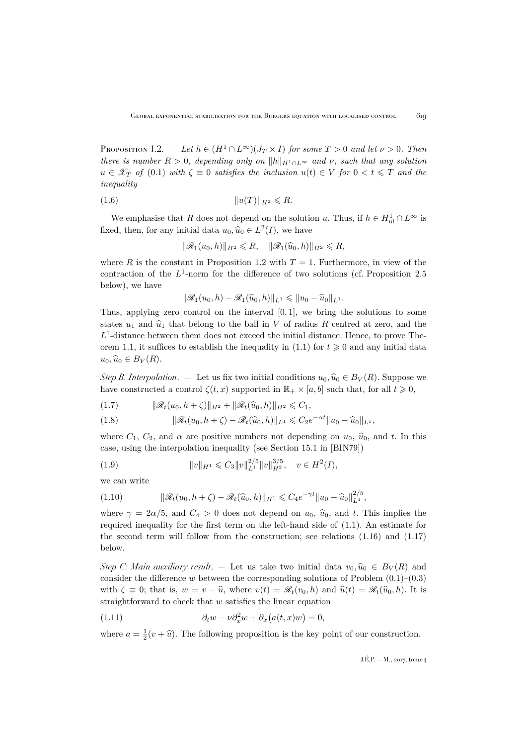Proposition 1.2. — *Let $h \in (H^1 \cap L^\infty)(J_T \times I)$ for some $T > 0$ and let $\nu > 0$. Then there is number $R > 0$, depending only on $\|h\|_{H^1 \cap L^\infty}$ and $\nu$, such that any solution $u \in \mathscr{X}_T$ of (0.1) with $\zeta \equiv 0$ satisfies the inclusion $u(t) \in V$ for $0 < t \leqslant T$ and the inequality*

$$\|u(T)\|_{H^2} \leqslant R. \tag{1.6}$$

We emphasise that $R$ does not depend on the solution $u$. Thus, if $h \in H^1_{\mathrm{ul}} \cap L^\infty$ is fixed, then, for any initial data $u_0, \widehat{u}_0 \in L^2(I)$, we have

$$\|\mathscr{R}_1(u_0, h)\|_{H^2} \leqslant R, \quad \|\mathscr{R}_1(\widehat{u}_0, h)\|_{H^2} \leqslant R,$$

where $R$ is the constant in Proposition 1.2 with $T = 1$. Furthermore, in view of the contraction of the $L^1$-norm for the difference of two solutions (cf. Proposition 2.5 below), we have

$$\|\mathscr{R}_1(u_0, h) - \mathscr{R}_1(\widehat{u}_0, h)\|_{L^1} \leqslant \|u_0 - \widehat{u}_0\|_{L^1}.$$

Thus, applying zero control on the interval $[0, 1]$, we bring the solutions to some states $u_1$ and $\widehat{u}_1$ that belong to the ball in $V$ of radius $R$ centred at zero, and the $L^1$-distance between them does not exceed the initial distance. Hence, to prove Theorem 1.1, it suffices to establish the inequality in (1.1) for $t \geqslant 0$ and any initial data $u_0, \widehat{u}_0 \in B_V(R)$.

*Step B. Interpolation.* — Let us fix two initial conditions $u_0, \widehat{u}_0 \in B_V(R)$. Suppose we have constructed a control $\zeta(t, x)$ supported in $\mathbb{R}_+ \times [a, b]$ such that, for all $t \geqslant 0$,

$$\|\mathscr{R}_t(u_0, h + \zeta)\|_{H^2} + \|\mathscr{R}_t(\widehat{u}_0, h)\|_{H^2} \leqslant C_1, \tag{1.7}$$

$$\|\mathscr{R}_t(u_0, h + \zeta) - \mathscr{R}_t(\widehat{u}_0, h)\|_{L^1} \leqslant C_2 e^{-\alpha t} \|u_0 - \widehat{u}_0\|_{L^1}, \tag{1.8}$$

where $C_1$, $C_2$, and $\alpha$ are positive numbers not depending on $u_0$, $\widehat{u}_0$, and $t$. In this case, using the interpolation inequality (see Section 15.1 in [BIN79])

$$\|v\|_{H^1} \leqslant C_3 \|v\|_{L^1}^{2/5} \|v\|_{H^2}^{3/5}, \quad v \in H^2(I), \tag{1.9}$$

we can write

$$\|\mathscr{R}_t(u_0, h + \zeta) - \mathscr{R}_t(\widehat{u}_0, h)\|_{H^1} \leqslant C_4 e^{-\gamma t} \|u_0 - \widehat{u}_0\|_{L^1}^{2/5}, \tag{1.10}$$

where $\gamma = 2\alpha/5$, and $C_4 > 0$ does not depend on $u_0$, $\widehat{u}_0$, and $t$. This implies the required inequality for the first term on the left-hand side of (1.1). An estimate for the second term will follow from the construction; see relations (1.16) and (1.17) below.

*Step C: Main auxiliary result.* — Let us take two initial data $v_0, \widehat{u}_0 \in B_V(R)$ and consider the difference $w$ between the corresponding solutions of Problem (0.1)–(0.3) with $\zeta \equiv 0$; that is, $w = v - \widehat{u}$, where $v(t) = \mathscr{R}_t(v_0, h)$ and $\widehat{u}(t) = \mathscr{R}_t(\widehat{u}_0, h)$. It is straightforward to check that $w$ satisfies the linear equation

$$\partial_t w - \nu \partial_x^2 w + \partial_x\big(a(t, x) w\big) = 0, \tag{1.11}$$

where $a = \frac{1}{2}(v + \widehat{u})$. The following proposition is the key point of our construction.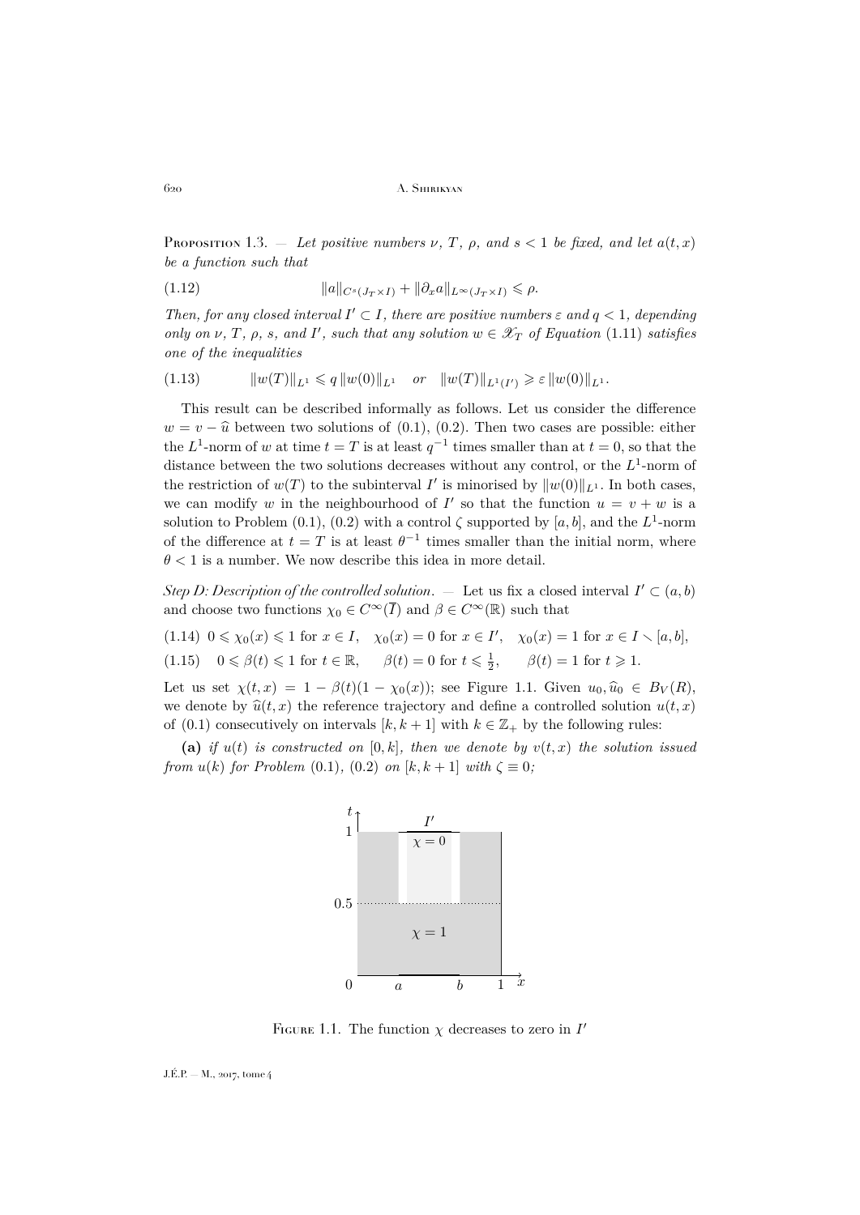**Proposition 1.3.** — *Let positive numbers $\nu$, $T$, $\rho$, and $s<1$ be fixed, and let $a(t,x)$ be a function such that*

$$\|a\|_{C^s(J_T\times I)} + \|\partial_x a\|_{L^\infty(J_T\times I)} \leqslant \rho. \tag{1.12}$$

*Then, for any closed interval $I'\subset I$, there are positive numbers $\varepsilon$ and $q<1$, depending only on $\nu$, $T$, $\rho$, $s$, and $I'$, such that any solution $w\in\mathscr{X}_T$ of Equation* (1.11) *satisfies one of the inequalities*

$$\|w(T)\|_{L^1} \leqslant q\,\|w(0)\|_{L^1} \quad \textit{or} \quad \|w(T)\|_{L^1(I')} \geqslant \varepsilon\,\|w(0)\|_{L^1}. \tag{1.13}$$

This result can be described informally as follows. Let us consider the difference $w=v-\widehat{u}$ between two solutions of (0.1), (0.2). Then two cases are possible: either the $L^1$-norm of $w$ at time $t=T$ is at least $q^{-1}$ times smaller than at $t=0$, so that the distance between the two solutions decreases without any control, or the $L^1$-norm of the restriction of $w(T)$ to the subinterval $I'$ is minorised by $\|w(0)\|_{L^1}$. In both cases, we can modify $w$ in the neighbourhood of $I'$ so that the function $u=v+w$ is a solution to Problem (0.1), (0.2) with a control $\zeta$ supported by $[a,b]$, and the $L^1$-norm of the difference at $t=T$ is at least $\theta^{-1}$ times smaller than the initial norm, where $\theta<1$ is a number. We now describe this idea in more detail.

*Step D: Description of the controlled solution.* — Let us fix a closed interval $I'\subset(a,b)$ and choose two functions $\chi_0\in C^\infty(\overline{I})$ and $\beta\in C^\infty(\mathbb{R})$ such that

$$0\leqslant\chi_0(x)\leqslant 1 \text{ for } x\in I,\quad \chi_0(x)=0 \text{ for } x\in I',\quad \chi_0(x)=1 \text{ for } x\in I\smallsetminus[a,b], \tag{1.14}$$

$$0\leqslant\beta(t)\leqslant 1 \text{ for } t\in\mathbb{R},\qquad \beta(t)=0 \text{ for } t\leqslant\tfrac12,\qquad \beta(t)=1 \text{ for } t\geqslant 1. \tag{1.15}$$

Let us set $\chi(t,x)=1-\beta(t)(1-\chi_0(x))$; see Figure 1.1. Given $u_0,\widehat{u}_0\in B_V(R)$, we denote by $\widehat{u}(t,x)$ the reference trajectory and define a controlled solution $u(t,x)$ of (0.1) consecutively on intervals $[k,k+1]$ with $k\in\mathbb{Z}_+$ by the following rules:

**(a)** *if $u(t)$ is constructed on $[0,k]$, then we denote by $v(t,x)$ the solution issued from $u(k)$ for Problem* (0.1), (0.2) *on $[k,k+1]$ with $\zeta\equiv 0$;*

Figure 1.1. The function $\chi$ decreases to zero in $I'$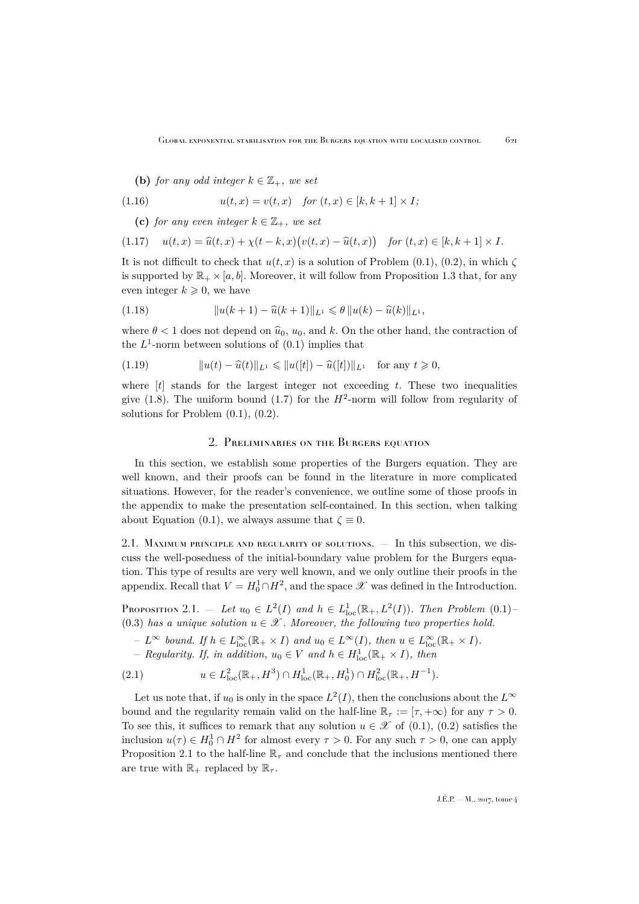**(b)** *for any odd integer $k \in \mathbb{Z}_+$, we set*

$$u(t,x) = v(t,x) \quad \text{for } (t,x) \in [k,k+1] \times I; \tag{1.16}$$

**(c)** *for any even integer $k \in \mathbb{Z}_+$, we set*

$$u(t,x) = \widehat{u}(t,x) + \chi(t-k,x)\big(v(t,x) - \widehat{u}(t,x)\big) \quad \text{for } (t,x) \in [k,k+1] \times I. \tag{1.17}$$

It is not difficult to check that $u(t,x)$ is a solution of Problem (0.1), (0.2), in which $\zeta$ is supported by $\mathbb{R}_+ \times [a,b]$. Moreover, it will follow from Proposition 1.3 that, for any even integer $k \geqslant 0$, we have

$$\|u(k+1) - \widehat{u}(k+1)\|_{L^1} \leqslant \theta \, \|u(k) - \widehat{u}(k)\|_{L^1}, \tag{1.18}$$

where $\theta < 1$ does not depend on $\widehat{u}_0$, $u_0$, and $k$. On the other hand, the contraction of the $L^1$-norm between solutions of (0.1) implies that

$$\|u(t) - \widehat{u}(t)\|_{L^1} \leqslant \|u([t]) - \widehat{u}([t])\|_{L^1} \quad \text{for any } t \geqslant 0, \tag{1.19}$$

where $[t]$ stands for the largest integer not exceeding $t$. These two inequalities give (1.8). The uniform bound (1.7) for the $H^2$-norm will follow from regularity of solutions for Problem (0.1), (0.2).

## 2. Preliminaries on the Burgers equation

In this section, we establish some properties of the Burgers equation. They are well known, and their proofs can be found in the literature in more complicated situations. However, for the reader's convenience, we outline some of those proofs in the appendix to make the presentation self-contained. In this section, when talking about Equation (0.1), we always assume that $\zeta \equiv 0$.

### 2.1. Maximum principle and regularity of solutions.

— In this subsection, we discuss the well-posedness of the initial-boundary value problem for the Burgers equation. This type of results are very well known, and we only outline their proofs in the appendix. Recall that $V = H_0^1 \cap H^2$, and the space $\mathscr{X}$ was defined in the Introduction.

**Proposition 2.1.** — *Let $u_0 \in L^2(I)$ and $h \in L^1_{\text{loc}}(\mathbb{R}_+, L^2(I))$. Then Problem (0.1)–(0.3) has a unique solution $u \in \mathscr{X}$. Moreover, the following two properties hold.*

- *$L^\infty$ bound. If $h \in L^\infty_{\text{loc}}(\mathbb{R}_+ \times I)$ and $u_0 \in L^\infty(I)$, then $u \in L^\infty_{\text{loc}}(\mathbb{R}_+ \times I)$.*
- *Regularity. If, in addition, $u_0 \in V$ and $h \in H^1_{\text{loc}}(\mathbb{R}_+ \times I)$, then*

$$u \in L^2_{\text{loc}}(\mathbb{R}_+, H^3) \cap H^1_{\text{loc}}(\mathbb{R}_+, H_0^1) \cap H^2_{\text{loc}}(\mathbb{R}_+, H^{-1}). \tag{2.1}$$

Let us note that, if $u_0$ is only in the space $L^2(I)$, then the conclusions about the $L^\infty$ bound and the regularity remain valid on the half-line $\mathbb{R}_\tau := [\tau, +\infty)$ for any $\tau > 0$. To see this, it suffices to remark that any solution $u \in \mathscr{X}$ of (0.1), (0.2) satisfies the inclusion $u(\tau) \in H_0^1 \cap H^2$ for almost every $\tau > 0$. For any such $\tau > 0$, one can apply Proposition 2.1 to the half-line $\mathbb{R}_\tau$ and conclude that the inclusions mentioned there are true with $\mathbb{R}_+$ replaced by $\mathbb{R}_\tau$.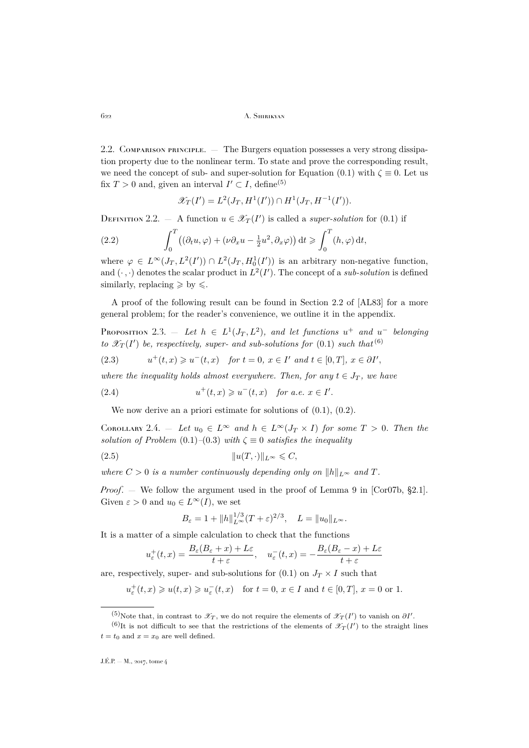2.2. Comparison principle. — The Burgers equation possesses a very strong dissipation property due to the nonlinear term. To state and prove the corresponding result, we need the concept of sub- and super-solution for Equation (0.1) with $\zeta \equiv 0$. Let us fix $T > 0$ and, given an interval $I' \subset I$, define[(5)]

$$\mathscr{X}_T(I') = L^2(J_T, H^1(I')) \cap H^1(J_T, H^{-1}(I')).$$

Definition 2.2. — A function $u \in \mathscr{X}_T(I')$ is called a *super-solution* for (0.1) if

$$\int_0^T \big((\partial_t u, \varphi) + (\nu\partial_x u - \tfrac{1}{2}u^2, \partial_x \varphi)\big)\,\mathrm{d}t \geqslant \int_0^T (h, \varphi)\,\mathrm{d}t, \tag{2.2}$$

where $\varphi \in L^\infty(J_T, L^2(I')) \cap L^2(J_T, H_0^1(I'))$ is an arbitrary non-negative function, and $(\cdot\,,\cdot)$ denotes the scalar product in $L^2(I')$. The concept of a *sub-solution* is defined similarly, replacing $\geqslant$ by $\leqslant$.

A proof of the following result can be found in Section 2.2 of [AL83] for a more general problem; for the reader's convenience, we outline it in the appendix.

Proposition 2.3. — *Let $h \in L^1(J_T, L^2)$, and let functions $u^+$ and $u^-$ belonging to $\mathscr{X}_T(I')$ be, respectively, super- and sub-solutions for (0.1) such that*[(6)]

$$u^+(t,x) \geqslant u^-(t,x) \quad \textit{for } t=0,\ x \in I' \textit{ and } t \in [0,T],\ x \in \partial I', \tag{2.3}$$

*where the inequality holds almost everywhere. Then, for any $t \in J_T$, we have*

$$u^+(t,x) \geqslant u^-(t,x) \quad \textit{for a.e. } x \in I'. \tag{2.4}$$

We now derive an a priori estimate for solutions of (0.1), (0.2).

Corollary 2.4. — *Let $u_0 \in L^\infty$ and $h \in L^\infty(J_T \times I)$ for some $T > 0$. Then the solution of Problem (0.1)–(0.3) with $\zeta \equiv 0$ satisfies the inequality*

$$\|u(T,\cdot)\|_{L^\infty} \leqslant C, \tag{2.5}$$

*where $C > 0$ is a number continuously depending only on $\|h\|_{L^\infty}$ and $T$.*

*Proof*. — We follow the argument used in the proof of Lemma 9 in [Cor07b, §2.1]. Given $\varepsilon > 0$ and $u_0 \in L^\infty(I)$, we set

$$B_\varepsilon = 1 + \|h\|_{L^\infty}^{1/3}(T+\varepsilon)^{2/3}, \quad L = \|u_0\|_{L^\infty}.$$

It is a matter of a simple calculation to check that the functions

$$u_\varepsilon^+(t,x) = \frac{B_\varepsilon(B_\varepsilon + x) + L\varepsilon}{t+\varepsilon}, \quad u_\varepsilon^-(t,x) = -\frac{B_\varepsilon(B_\varepsilon - x) + L\varepsilon}{t+\varepsilon}$$

are, respectively, super- and sub-solutions for (0.1) on $J_T \times I$ such that

$$u_\varepsilon^+(t,x) \geqslant u(t,x) \geqslant u_\varepsilon^-(t,x) \quad \text{for } t=0,\ x \in I \text{ and } t \in [0,T],\ x = 0 \text{ or } 1.$$

---

(5) Note that, in contrast to $\mathscr{X}_T$, we do not require the elements of $\mathscr{X}_T(I')$ to vanish on $\partial I'$.

(6) It is not difficult to see that the restrictions of the elements of $\mathscr{X}_T(I')$ to the straight lines $t = t_0$ and $x = x_0$ are well defined.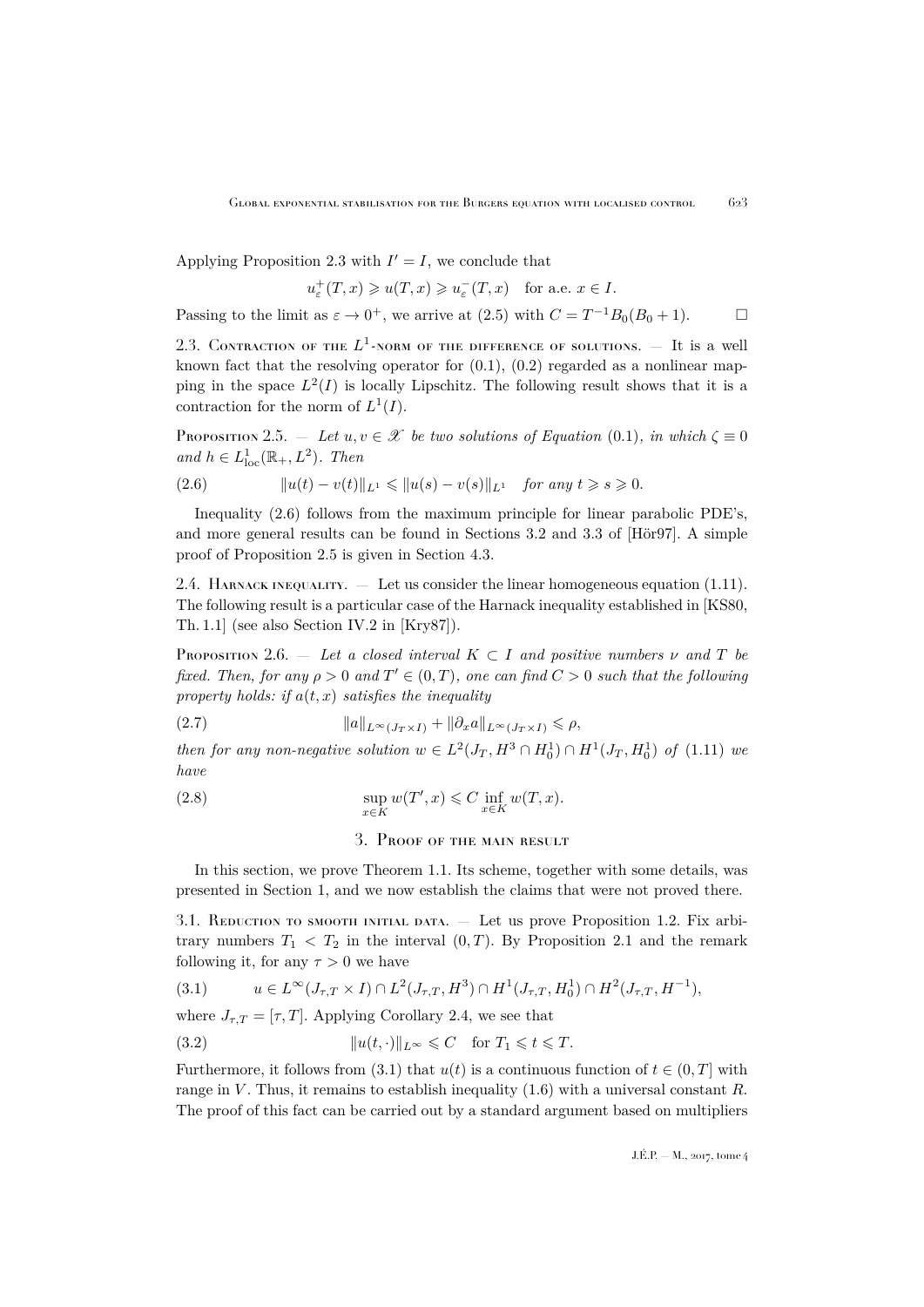Applying Proposition 2.3 with $I' = I$, we conclude that

$$u_\varepsilon^+(T,x) \geqslant u(T,x) \geqslant u_\varepsilon^-(T,x) \quad \text{for a.e. } x \in I.$$

Passing to the limit as $\varepsilon \to 0^+$, we arrive at (2.5) with $C = T^{-1}B_0(B_0+1)$. $\square$

### 2.3. Contraction of the $L^1$-norm of the difference of solutions.

— It is a well known fact that the resolving operator for (0.1), (0.2) regarded as a nonlinear mapping in the space $L^2(I)$ is locally Lipschitz. The following result shows that it is a contraction for the norm of $L^1(I)$.

**Proposition 2.5.** — *Let $u, v \in \mathscr{X}$ be two solutions of Equation (0.1), in which $\zeta \equiv 0$ and $h \in L^1_{\mathrm{loc}}(\mathbb{R}_+, L^2)$. Then*

$$\|u(t) - v(t)\|_{L^1} \leqslant \|u(s) - v(s)\|_{L^1} \quad \text{for any } t \geqslant s \geqslant 0. \tag{2.6}$$

Inequality (2.6) follows from the maximum principle for linear parabolic PDE's, and more general results can be found in Sections 3.2 and 3.3 of [Hör97]. A simple proof of Proposition 2.5 is given in Section 4.3.

### 2.4. Harnack inequality.

— Let us consider the linear homogeneous equation (1.11). The following result is a particular case of the Harnack inequality established in [KS80, Th. 1.1] (see also Section IV.2 in [Kry87]).

**Proposition 2.6.** — *Let a closed interval $K \subset I$ and positive numbers $\nu$ and $T$ be fixed. Then, for any $\rho > 0$ and $T' \in (0,T)$, one can find $C > 0$ such that the following property holds: if $a(t,x)$ satisfies the inequality*

$$\|a\|_{L^\infty(J_T \times I)} + \|\partial_x a\|_{L^\infty(J_T \times I)} \leqslant \rho, \tag{2.7}$$

*then for any non-negative solution $w \in L^2(J_T, H^3 \cap H_0^1) \cap H^1(J_T, H_0^1)$ of (1.11) we have*

$$\sup_{x \in K} w(T', x) \leqslant C \inf_{x \in K} w(T, x). \tag{2.8}$$

## 3. Proof of the main result

In this section, we prove Theorem 1.1. Its scheme, together with some details, was presented in Section 1, and we now establish the claims that were not proved there.

### 3.1. Reduction to smooth initial data.

— Let us prove Proposition 1.2. Fix arbitrary numbers $T_1 < T_2$ in the interval $(0,T)$. By Proposition 2.1 and the remark following it, for any $\tau > 0$ we have

$$u \in L^\infty(J_{\tau,T} \times I) \cap L^2(J_{\tau,T}, H^3) \cap H^1(J_{\tau,T}, H_0^1) \cap H^2(J_{\tau,T}, H^{-1}), \tag{3.1}$$

where $J_{\tau,T} = [\tau, T]$. Applying Corollary 2.4, we see that

$$\|u(t,\cdot)\|_{L^\infty} \leqslant C \quad \text{for } T_1 \leqslant t \leqslant T. \tag{3.2}$$

Furthermore, it follows from (3.1) that $u(t)$ is a continuous function of $t \in (0,T]$ with range in $V$. Thus, it remains to establish inequality (1.6) with a universal constant $R$. The proof of this fact can be carried out by a standard argument based on multipliers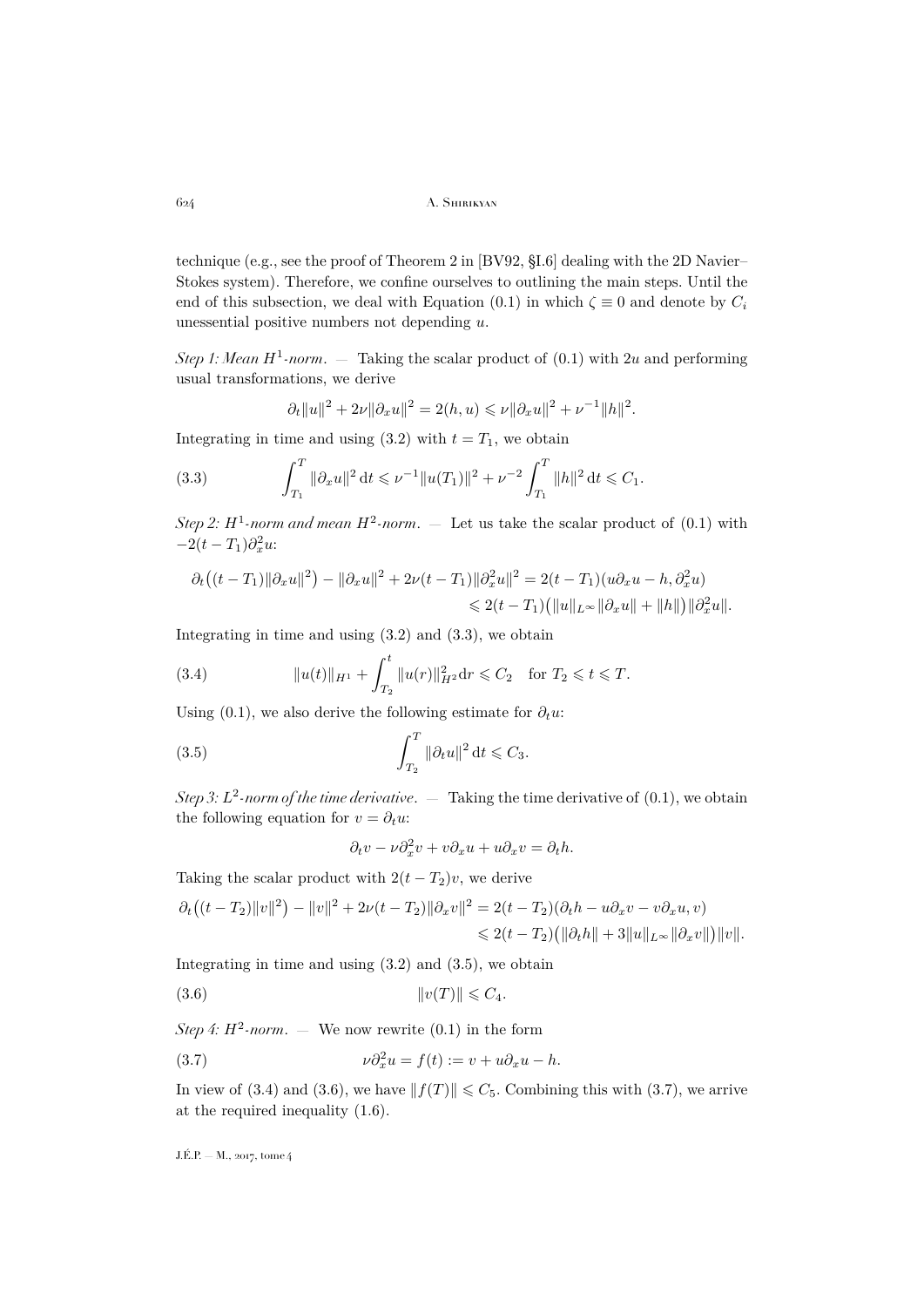technique (e.g., see the proof of Theorem 2 in [BV92, §I.6] dealing with the 2D Navier–Stokes system). Therefore, we confine ourselves to outlining the main steps. Until the end of this subsection, we deal with Equation (0.1) in which $\zeta \equiv 0$ and denote by $C_i$ unessential positive numbers not depending $u$.

*Step 1: Mean $H^1$-norm.* — Taking the scalar product of (0.1) with $2u$ and performing usual transformations, we derive

$$\partial_t \|u\|^2 + 2\nu \|\partial_x u\|^2 = 2(h,u) \leqslant \nu \|\partial_x u\|^2 + \nu^{-1}\|h\|^2.$$

Integrating in time and using (3.2) with $t = T_1$, we obtain

$$\int_{T_1}^{T} \|\partial_x u\|^2 \,\mathrm{d}t \leqslant \nu^{-1}\|u(T_1)\|^2 + \nu^{-2}\int_{T_1}^{T} \|h\|^2 \,\mathrm{d}t \leqslant C_1. \tag{3.3}$$

*Step 2: $H^1$-norm and mean $H^2$-norm.* — Let us take the scalar product of (0.1) with $-2(t-T_1)\partial_x^2 u$:

$$\begin{aligned}\partial_t\big((t-T_1)\|\partial_x u\|^2\big) - \|\partial_x u\|^2 + 2\nu(t-T_1)\|\partial_x^2 u\|^2 &= 2(t-T_1)(u\partial_x u - h, \partial_x^2 u)\\ &\leqslant 2(t-T_1)\big(\|u\|_{L^\infty}\|\partial_x u\| + \|h\|\big)\|\partial_x^2 u\|.\end{aligned}$$

Integrating in time and using (3.2) and (3.3), we obtain

$$\|u(t)\|_{H^1} + \int_{T_2}^{t} \|u(r)\|_{H^2}^2 \mathrm{d}r \leqslant C_2 \quad \text{for } T_2 \leqslant t \leqslant T. \tag{3.4}$$

Using (0.1), we also derive the following estimate for $\partial_t u$:

$$\int_{T_2}^{T} \|\partial_t u\|^2 \,\mathrm{d}t \leqslant C_3. \tag{3.5}$$

*Step 3: $L^2$-norm of the time derivative.* — Taking the time derivative of (0.1), we obtain the following equation for $v = \partial_t u$:

$$\partial_t v - \nu\partial_x^2 v + v\partial_x u + u\partial_x v = \partial_t h.$$

Taking the scalar product with $2(t-T_2)v$, we derive

$$\begin{aligned}\partial_t\big((t-T_2)\|v\|^2\big) - \|v\|^2 + 2\nu(t-T_2)\|\partial_x v\|^2 &= 2(t-T_2)(\partial_t h - u\partial_x v - v\partial_x u, v)\\ &\leqslant 2(t-T_2)\big(\|\partial_t h\| + 3\|u\|_{L^\infty}\|\partial_x v\|\big)\|v\|.\end{aligned}$$

Integrating in time and using (3.2) and (3.5), we obtain

$$\|v(T)\| \leqslant C_4. \tag{3.6}$$

*Step 4: $H^2$-norm.* — We now rewrite (0.1) in the form

$$\nu\partial_x^2 u = f(t) := v + u\partial_x u - h. \tag{3.7}$$

In view of (3.4) and (3.6), we have $\|f(T)\| \leqslant C_5$. Combining this with (3.7), we arrive at the required inequality (1.6).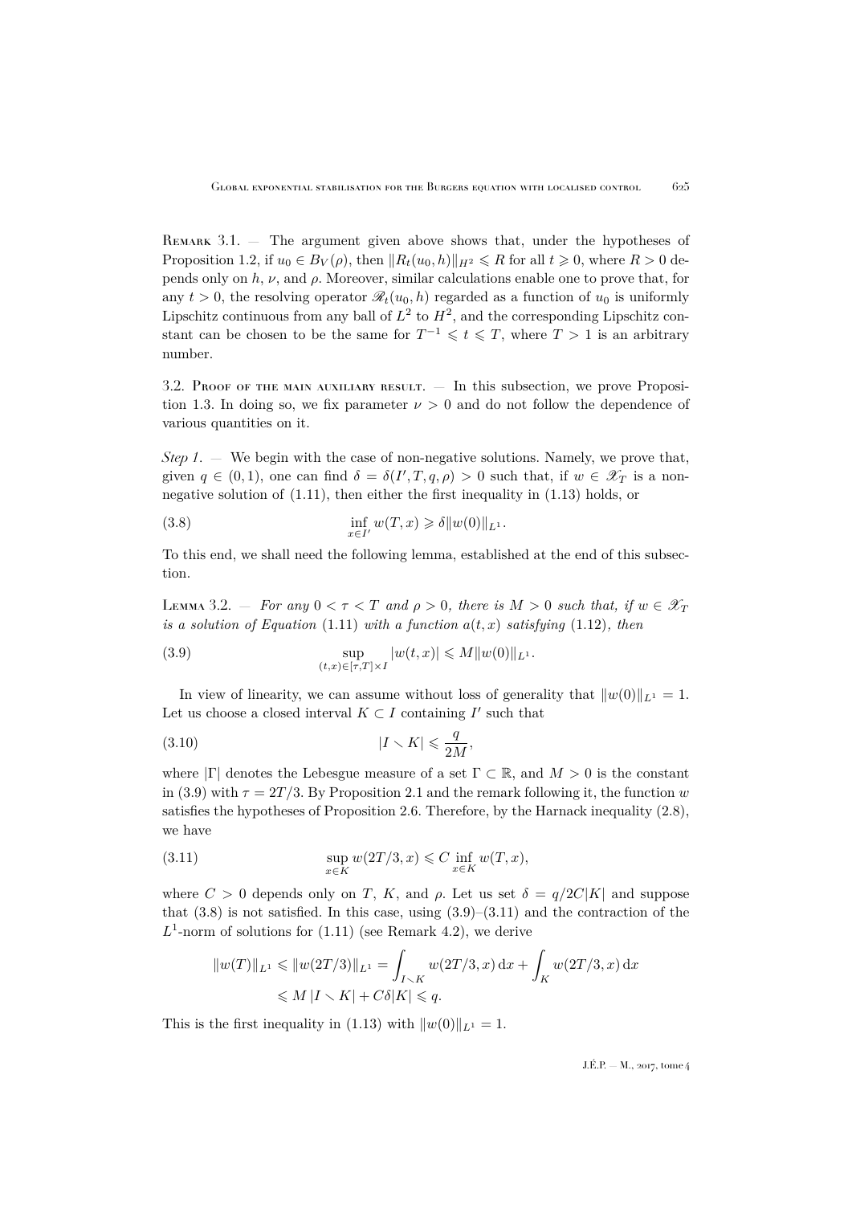Remark 3.1. — The argument given above shows that, under the hypotheses of Proposition 1.2, if $u_0 \in B_V(\rho)$, then $\|R_t(u_0,h)\|_{H^2} \leqslant R$ for all $t \geqslant 0$, where $R > 0$ depends only on $h$, $\nu$, and $\rho$. Moreover, similar calculations enable one to prove that, for any $t > 0$, the resolving operator $\mathscr{R}_t(u_0,h)$ regarded as a function of $u_0$ is uniformly Lipschitz continuous from any ball of $L^2$ to $H^2$, and the corresponding Lipschitz constant can be chosen to be the same for $T^{-1} \leqslant t \leqslant T$, where $T > 1$ is an arbitrary number.

### 3.2. Proof of the main auxiliary result.

— In this subsection, we prove Proposition 1.3. In doing so, we fix parameter $\nu > 0$ and do not follow the dependence of various quantities on it.

*Step 1.* — We begin with the case of non-negative solutions. Namely, we prove that, given $q \in (0,1)$, one can find $\delta = \delta(I', T, q, \rho) > 0$ such that, if $w \in \mathscr{X}_T$ is a non-negative solution of (1.11), then either the first inequality in (1.13) holds, or

$$\inf_{x \in I'} w(T,x) \geqslant \delta \|w(0)\|_{L^1}. \tag{3.8}$$

To this end, we shall need the following lemma, established at the end of this subsection.

Lemma 3.2. — *For any $0 < \tau < T$ and $\rho > 0$, there is $M > 0$ such that, if $w \in \mathscr{X}_T$ is a solution of Equation* (1.11) *with a function $a(t,x)$ satisfying* (1.12)*, then*

$$\sup_{(t,x) \in [\tau,T] \times I} |w(t,x)| \leqslant M \|w(0)\|_{L^1}. \tag{3.9}$$

In view of linearity, we can assume without loss of generality that $\|w(0)\|_{L^1} = 1$. Let us choose a closed interval $K \subset I$ containing $I'$ such that

$$|I \smallsetminus K| \leqslant \frac{q}{2M}, \tag{3.10}$$

where $|\Gamma|$ denotes the Lebesgue measure of a set $\Gamma \subset \mathbb{R}$, and $M > 0$ is the constant in (3.9) with $\tau = 2T/3$. By Proposition 2.1 and the remark following it, the function $w$ satisfies the hypotheses of Proposition 2.6. Therefore, by the Harnack inequality (2.8), we have

$$\sup_{x \in K} w(2T/3, x) \leqslant C \inf_{x \in K} w(T,x), \tag{3.11}$$

where $C > 0$ depends only on $T$, $K$, and $\rho$. Let us set $\delta = q/2C|K|$ and suppose that (3.8) is not satisfied. In this case, using (3.9)–(3.11) and the contraction of the $L^1$-norm of solutions for (1.11) (see Remark 4.2), we derive

$$\begin{aligned}
\|w(T)\|_{L^1} \leqslant \|w(2T/3)\|_{L^1} &= \int_{I \smallsetminus K} w(2T/3, x)\, \mathrm{d}x + \int_K w(2T/3, x)\, \mathrm{d}x \\
&\leqslant M\, |I \smallsetminus K| + C\delta |K| \leqslant q.
\end{aligned}$$

This is the first inequality in (1.13) with $\|w(0)\|_{L^1} = 1$.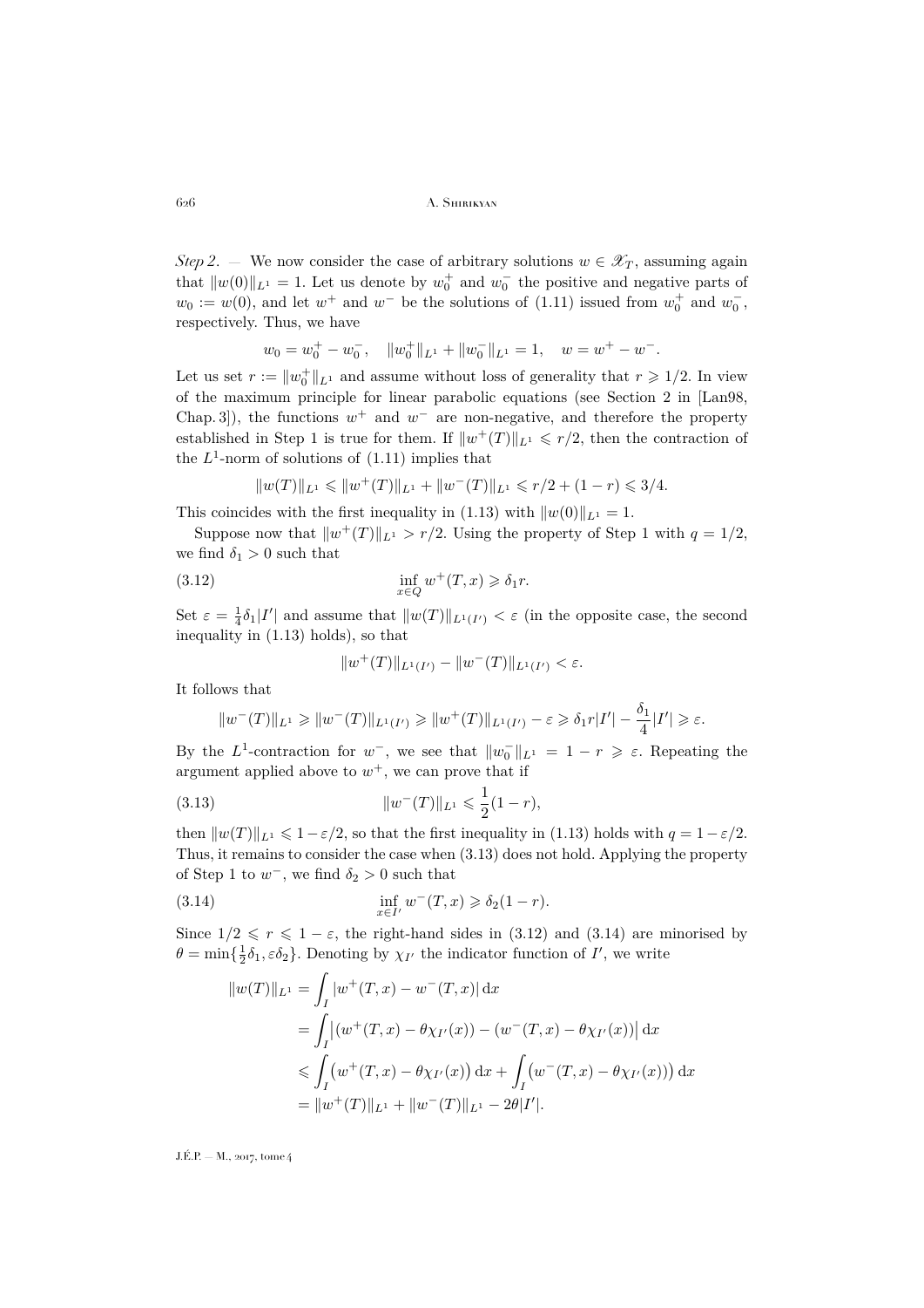*Step 2*. — We now consider the case of arbitrary solutions $w \in \mathscr{X}_T$, assuming again that $\|w(0)\|_{L^1} = 1$. Let us denote by $w_0^+$ and $w_0^-$ the positive and negative parts of $w_0 := w(0)$, and let $w^+$ and $w^-$ be the solutions of (1.11) issued from $w_0^+$ and $w_0^-$, respectively. Thus, we have

$$w_0 = w_0^+ - w_0^-, \quad \|w_0^+\|_{L^1} + \|w_0^-\|_{L^1} = 1, \quad w = w^+ - w^-.$$

Let us set $r := \|w_0^+\|_{L^1}$ and assume without loss of generality that $r \geqslant 1/2$. In view of the maximum principle for linear parabolic equations (see Section 2 in [Lan98, Chap. 3]), the functions $w^+$ and $w^-$ are non-negative, and therefore the property established in Step 1 is true for them. If $\|w^+(T)\|_{L^1} \leqslant r/2$, then the contraction of the $L^1$-norm of solutions of (1.11) implies that

$$\|w(T)\|_{L^1} \leqslant \|w^+(T)\|_{L^1} + \|w^-(T)\|_{L^1} \leqslant r/2 + (1-r) \leqslant 3/4.$$

This coincides with the first inequality in (1.13) with $\|w(0)\|_{L^1} = 1$.

Suppose now that $\|w^+(T)\|_{L^1} > r/2$. Using the property of Step 1 with $q = 1/2$, we find $\delta_1 > 0$ such that

$$\inf_{x\in Q} w^+(T,x) \geqslant \delta_1 r. \tag{3.12}$$

Set $\varepsilon = \frac{1}{4}\delta_1|I'|$ and assume that $\|w(T)\|_{L^1(I')} < \varepsilon$ (in the opposite case, the second inequality in (1.13) holds), so that

$$\|w^+(T)\|_{L^1(I')} - \|w^-(T)\|_{L^1(I')} < \varepsilon.$$

It follows that

$$\|w^-(T)\|_{L^1} \geqslant \|w^-(T)\|_{L^1(I')} \geqslant \|w^+(T)\|_{L^1(I')} - \varepsilon \geqslant \delta_1 r|I'| - \frac{\delta_1}{4}|I'| \geqslant \varepsilon.$$

By the $L^1$-contraction for $w^-$, we see that $\|w_0^-\|_{L^1} = 1 - r \geqslant \varepsilon$. Repeating the argument applied above to $w^+$, we can prove that if

$$\|w^-(T)\|_{L^1} \leqslant \frac{1}{2}(1-r), \tag{3.13}$$

then $\|w(T)\|_{L^1} \leqslant 1 - \varepsilon/2$, so that the first inequality in (1.13) holds with $q = 1 - \varepsilon/2$. Thus, it remains to consider the case when (3.13) does not hold. Applying the property of Step 1 to $w^-$, we find $\delta_2 > 0$ such that

$$\inf_{x\in I'} w^-(T,x) \geqslant \delta_2(1-r). \tag{3.14}$$

Since $1/2 \leqslant r \leqslant 1 - \varepsilon$, the right-hand sides in (3.12) and (3.14) are minorised by $\theta = \min\{\frac{1}{2}\delta_1, \varepsilon\delta_2\}$. Denoting by $\chi_{I'}$ the indicator function of $I'$, we write

$$\begin{aligned}
\|w(T)\|_{L^1} &= \int_I |w^+(T,x) - w^-(T,x)|\,\mathrm{d}x \\
&= \int_I \big|(w^+(T,x) - \theta\chi_{I'}(x)) - (w^-(T,x) - \theta\chi_{I'}(x))\big|\,\mathrm{d}x \\
&\leqslant \int_I \big(w^+(T,x) - \theta\chi_{I'}(x)\big)\,\mathrm{d}x + \int_I \big(w^-(T,x) - \theta\chi_{I'}(x))\big)\,\mathrm{d}x \\
&= \|w^+(T)\|_{L^1} + \|w^-(T)\|_{L^1} - 2\theta|I'|.
\end{aligned}$$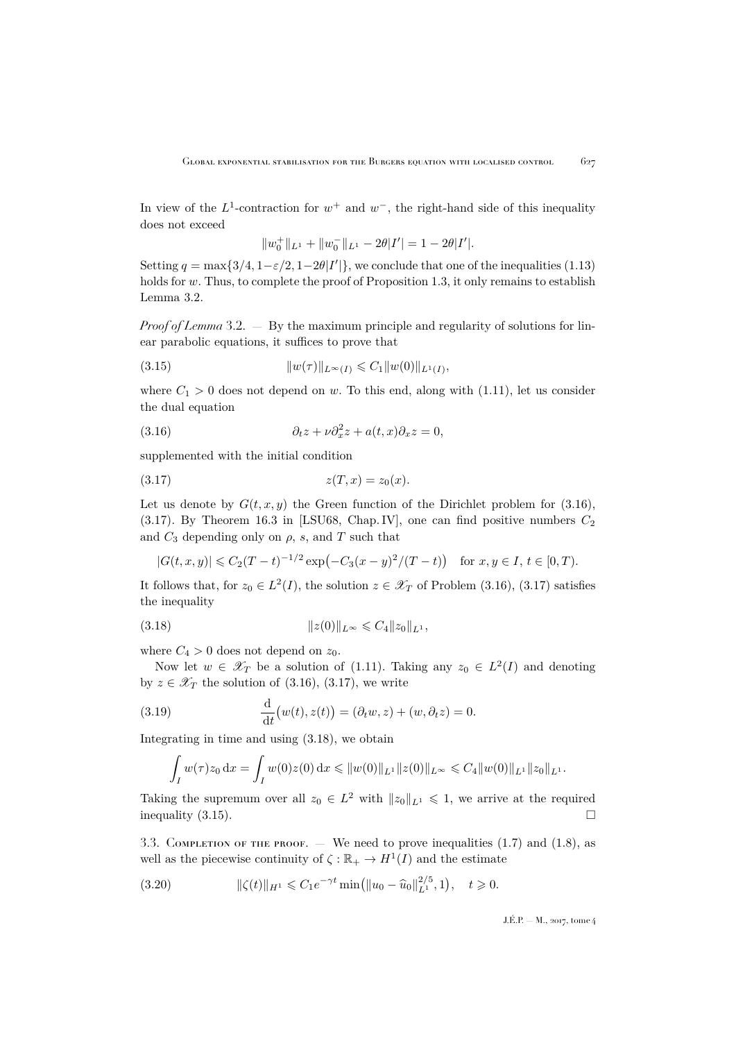In view of the $L^1$-contraction for $w^+$ and $w^-$, the right-hand side of this inequality does not exceed

$$\|w_0^+\|_{L^1} + \|w_0^-\|_{L^1} - 2\theta|I'| = 1 - 2\theta|I'|.$$

Setting $q = \max\{3/4, 1-\varepsilon/2, 1-2\theta|I'|\}$, we conclude that one of the inequalities (1.13) holds for $w$. Thus, to complete the proof of Proposition 1.3, it only remains to establish Lemma 3.2.

*Proof of Lemma* 3.2. — By the maximum principle and regularity of solutions for linear parabolic equations, it suffices to prove that

$$\|w(\tau)\|_{L^\infty(I)} \leqslant C_1 \|w(0)\|_{L^1(I)}, \tag{3.15}$$

where $C_1 > 0$ does not depend on $w$. To this end, along with (1.11), let us consider the dual equation

$$\partial_t z + \nu \partial_x^2 z + a(t,x)\partial_x z = 0, \tag{3.16}$$

supplemented with the initial condition

$$z(T,x) = z_0(x). \tag{3.17}$$

Let us denote by $G(t,x,y)$ the Green function of the Dirichlet problem for (3.16), (3.17). By Theorem 16.3 in [LSU68, Chap. IV], one can find positive numbers $C_2$ and $C_3$ depending only on $\rho$, $s$, and $T$ such that

$$|G(t,x,y)| \leqslant C_2 (T-t)^{-1/2} \exp\bigl(-C_3 (x-y)^2/(T-t)\bigr) \quad \text{for } x,y \in I,\ t \in [0,T).$$

It follows that, for $z_0 \in L^2(I)$, the solution $z \in \mathscr{X}_T$ of Problem (3.16), (3.17) satisfies the inequality

$$\|z(0)\|_{L^\infty} \leqslant C_4 \|z_0\|_{L^1}, \tag{3.18}$$

where $C_4 > 0$ does not depend on $z_0$.

Now let $w \in \mathscr{X}_T$ be a solution of (1.11). Taking any $z_0 \in L^2(I)$ and denoting by $z \in \mathscr{X}_T$ the solution of (3.16), (3.17), we write

$$\frac{\mathrm{d}}{\mathrm{d}t}\bigl(w(t), z(t)\bigr) = (\partial_t w, z) + (w, \partial_t z) = 0. \tag{3.19}$$

Integrating in time and using (3.18), we obtain

$$\int_I w(\tau) z_0 \,\mathrm{d}x = \int_I w(0) z(0)\,\mathrm{d}x \leqslant \|w(0)\|_{L^1}\|z(0)\|_{L^\infty} \leqslant C_4 \|w(0)\|_{L^1}\|z_0\|_{L^1}.$$

Taking the supremum over all $z_0 \in L^2$ with $\|z_0\|_{L^1} \leqslant 1$, we arrive at the required inequality (3.15). $\square$

3.3. Completion of the proof. — We need to prove inequalities (1.7) and (1.8), as well as the piecewise continuity of $\zeta : \mathbb{R}_+ \to H^1(I)$ and the estimate

$$\|\zeta(t)\|_{H^1} \leqslant C_1 e^{-\gamma t} \min\bigl(\|u_0 - \widehat{u}_0\|_{L^1}^{2/5}, 1\bigr), \quad t \geqslant 0. \tag{3.20}$$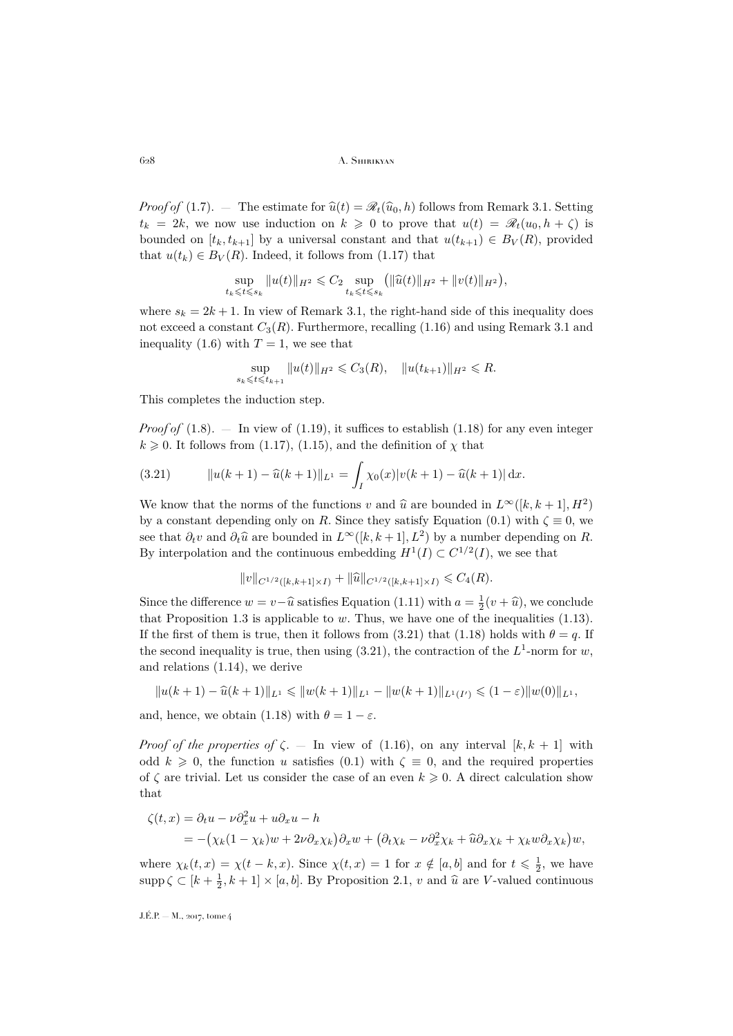*Proof of* (1.7). — The estimate for $\widehat{u}(t) = \mathscr{R}_t(\widehat{u}_0, h)$ follows from Remark 3.1. Setting $t_k = 2k$, we now use induction on $k \geqslant 0$ to prove that $u(t) = \mathscr{R}_t(u_0, h + \zeta)$ is bounded on $[t_k, t_{k+1}]$ by a universal constant and that $u(t_{k+1}) \in B_V(R)$, provided that $u(t_k) \in B_V(R)$. Indeed, it follows from (1.17) that

$$\sup_{t_k \leqslant t \leqslant s_k} \|u(t)\|_{H^2} \leqslant C_2 \sup_{t_k \leqslant t \leqslant s_k} \big(\|\widehat{u}(t)\|_{H^2} + \|v(t)\|_{H^2}\big),$$

where $s_k = 2k+1$. In view of Remark 3.1, the right-hand side of this inequality does not exceed a constant $C_3(R)$. Furthermore, recalling (1.16) and using Remark 3.1 and inequality (1.6) with $T=1$, we see that

$$\sup_{s_k \leqslant t \leqslant t_{k+1}} \|u(t)\|_{H^2} \leqslant C_3(R), \quad \|u(t_{k+1})\|_{H^2} \leqslant R.$$

This completes the induction step.

*Proof of* (1.8). — In view of (1.19), it suffices to establish (1.18) for any even integer $k \geqslant 0$. It follows from (1.17), (1.15), and the definition of $\chi$ that

$$\|u(k+1) - \widehat{u}(k+1)\|_{L^1} = \int_I \chi_0(x) |v(k+1) - \widehat{u}(k+1)| \, \mathrm{d}x. \tag{3.21}$$

We know that the norms of the functions $v$ and $\widehat{u}$ are bounded in $L^\infty([k,k+1], H^2)$ by a constant depending only on $R$. Since they satisfy Equation (0.1) with $\zeta \equiv 0$, we see that $\partial_t v$ and $\partial_t \widehat{u}$ are bounded in $L^\infty([k,k+1], L^2)$ by a number depending on $R$. By interpolation and the continuous embedding $H^1(I) \subset C^{1/2}(I)$, we see that

$$\|v\|_{C^{1/2}([k,k+1]\times I)} + \|\widehat{u}\|_{C^{1/2}([k,k+1]\times I)} \leqslant C_4(R).$$

Since the difference $w = v - \widehat{u}$ satisfies Equation (1.11) with $a = \frac{1}{2}(v + \widehat{u})$, we conclude that Proposition 1.3 is applicable to $w$. Thus, we have one of the inequalities (1.13). If the first of them is true, then it follows from (3.21) that (1.18) holds with $\theta = q$. If the second inequality is true, then using (3.21), the contraction of the $L^1$-norm for $w$, and relations (1.14), we derive

$$\|u(k+1) - \widehat{u}(k+1)\|_{L^1} \leqslant \|w(k+1)\|_{L^1} - \|w(k+1)\|_{L^1(I')} \leqslant (1-\varepsilon)\|w(0)\|_{L^1},$$

and, hence, we obtain (1.18) with $\theta = 1 - \varepsilon$.

*Proof of the properties of* $\zeta$. — In view of (1.16), on any interval $[k, k+1]$ with odd $k \geqslant 0$, the function $u$ satisfies (0.1) with $\zeta \equiv 0$, and the required properties of $\zeta$ are trivial. Let us consider the case of an even $k \geqslant 0$. A direct calculation show that

$$\begin{aligned}
\zeta(t,x) &= \partial_t u - \nu \partial_x^2 u + u \partial_x u - h \\
&= -\big(\chi_k(1-\chi_k) w + 2\nu \partial_x \chi_k\big)\partial_x w + \big(\partial_t \chi_k - \nu \partial_x^2 \chi_k + \widehat{u} \partial_x \chi_k + \chi_k w \partial_x \chi_k\big) w,
\end{aligned}$$

where $\chi_k(t,x) = \chi(t-k, x)$. Since $\chi(t,x) = 1$ for $x \notin [a,b]$ and for $t \leqslant \frac{1}{2}$, we have $\operatorname{supp} \zeta \subset [k + \frac{1}{2}, k+1] \times [a,b]$. By Proposition 2.1, $v$ and $\widehat{u}$ are $V$-valued continuous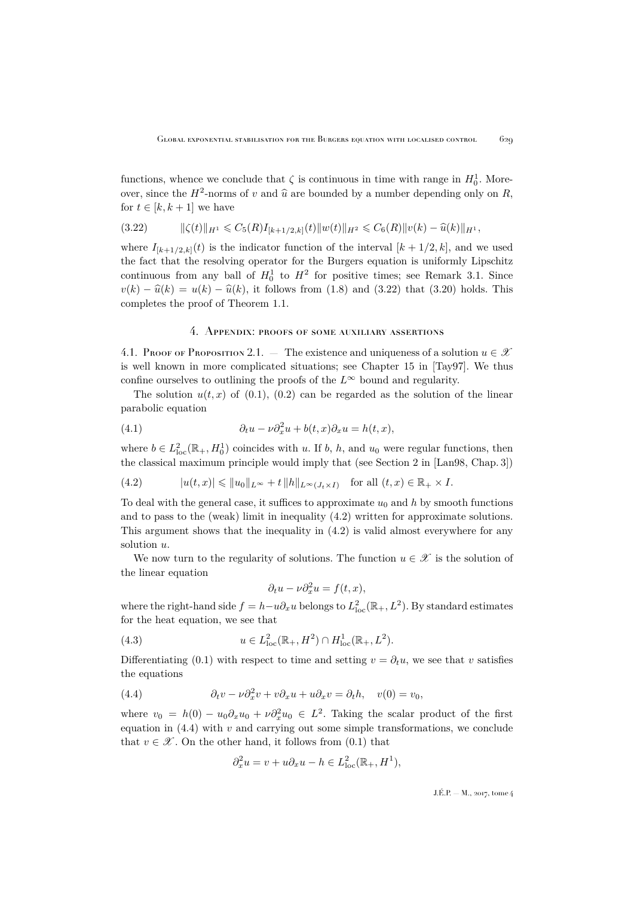functions, whence we conclude that $\zeta$ is continuous in time with range in $H_0^1$. Moreover, since the $H^2$-norms of $v$ and $\widehat{u}$ are bounded by a number depending only on $R$, for $t \in [k, k+1]$ we have

$$\|\zeta(t)\|_{H^1} \leqslant C_5(R) I_{[k+1/2,k]}(t) \|w(t)\|_{H^2} \leqslant C_6(R) \|v(k) - \widehat{u}(k)\|_{H^1}, \tag{3.22}$$

where $I_{[k+1/2,k]}(t)$ is the indicator function of the interval $[k+1/2, k]$, and we used the fact that the resolving operator for the Burgers equation is uniformly Lipschitz continuous from any ball of $H_0^1$ to $H^2$ for positive times; see Remark 3.1. Since $v(k) - \widehat{u}(k) = u(k) - \widehat{u}(k)$, it follows from (1.8) and (3.22) that (3.20) holds. This completes the proof of Theorem 1.1.

## 4. Appendix: proofs of some auxiliary assertions

**4.1. Proof of Proposition 2.1.** — The existence and uniqueness of a solution $u \in \mathscr{X}$ is well known in more complicated situations; see Chapter 15 in [Tay97]. We thus confine ourselves to outlining the proofs of the $L^\infty$ bound and regularity.

The solution $u(t,x)$ of (0.1), (0.2) can be regarded as the solution of the linear parabolic equation

$$\partial_t u - \nu \partial_x^2 u + b(t,x) \partial_x u = h(t,x), \tag{4.1}$$

where $b \in L^2_{\mathrm{loc}}(\mathbb{R}_+, H_0^1)$ coincides with $u$. If $b$, $h$, and $u_0$ were regular functions, then the classical maximum principle would imply that (see Section 2 in [Lan98, Chap. 3])

$$|u(t,x)| \leqslant \|u_0\|_{L^\infty} + t \|h\|_{L^\infty(J_t \times I)} \quad \text{for all } (t,x) \in \mathbb{R}_+ \times I. \tag{4.2}$$

To deal with the general case, it suffices to approximate $u_0$ and $h$ by smooth functions and to pass to the (weak) limit in inequality (4.2) written for approximate solutions. This argument shows that the inequality in (4.2) is valid almost everywhere for any solution $u$.

We now turn to the regularity of solutions. The function $u \in \mathscr{X}$ is the solution of the linear equation

$$\partial_t u - \nu \partial_x^2 u = f(t,x),$$

where the right-hand side $f = h - u \partial_x u$ belongs to $L^2_{\mathrm{loc}}(\mathbb{R}_+, L^2)$. By standard estimates for the heat equation, we see that

$$u \in L^2_{\mathrm{loc}}(\mathbb{R}_+, H^2) \cap H^1_{\mathrm{loc}}(\mathbb{R}_+, L^2). \tag{4.3}$$

Differentiating (0.1) with respect to time and setting $v = \partial_t u$, we see that $v$ satisfies the equations

$$\partial_t v - \nu \partial_x^2 v + v \partial_x u + u \partial_x v = \partial_t h, \quad v(0) = v_0, \tag{4.4}$$

where $v_0 = h(0) - u_0 \partial_x u_0 + \nu \partial_x^2 u_0 \in L^2$. Taking the scalar product of the first equation in (4.4) with $v$ and carrying out some simple transformations, we conclude that $v \in \mathscr{X}$. On the other hand, it follows from (0.1) that

$$\partial_x^2 u = v + u \partial_x u - h \in L^2_{\mathrm{loc}}(\mathbb{R}_+, H^1),$$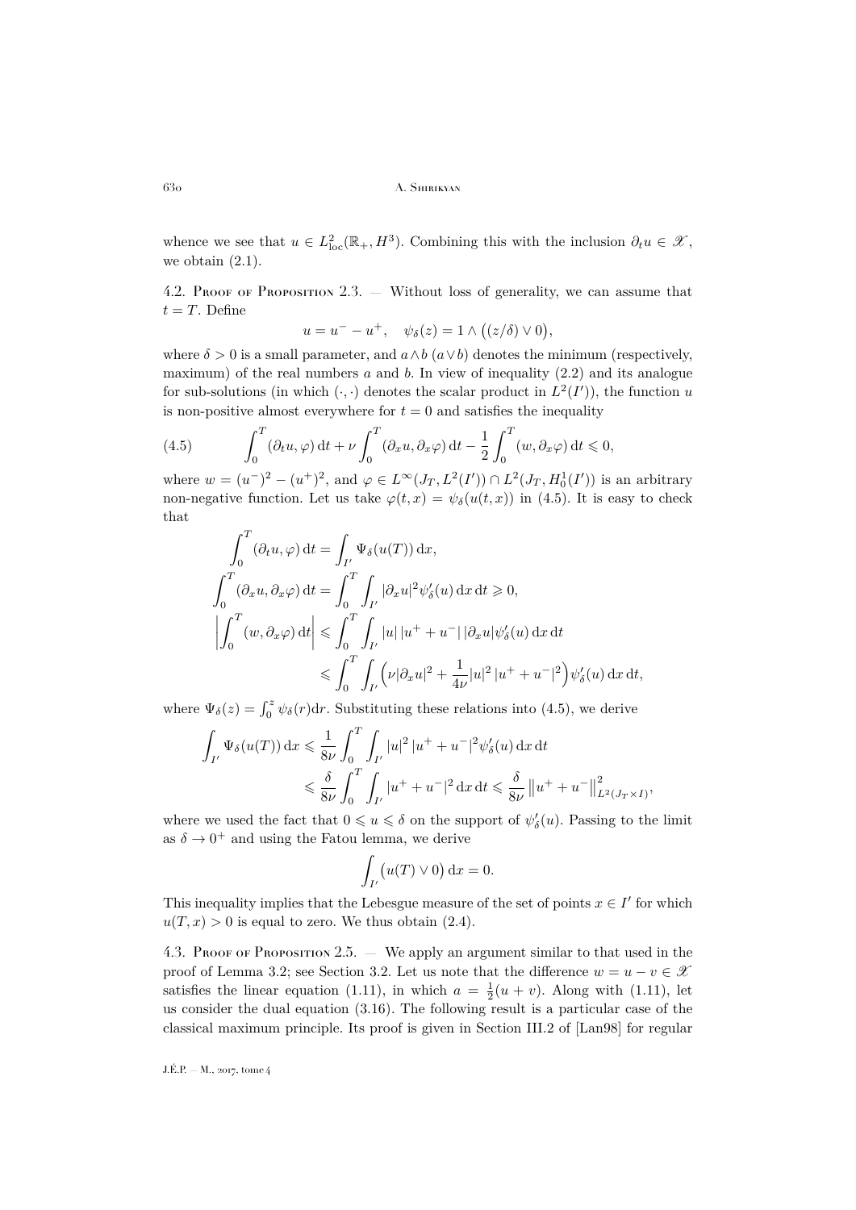whence we see that $u \in L^2_{\mathrm{loc}}(\mathbb{R}_+, H^3)$. Combining this with the inclusion $\partial_t u \in \mathscr{X}$, we obtain (2.1).

4.2. Proof of Proposition 2.3. — Without loss of generality, we can assume that $t = T$. Define

$$u = u^- - u^+, \quad \psi_\delta(z) = 1 \wedge \big((z/\delta) \vee 0\big),$$

where $\delta > 0$ is a small parameter, and $a \wedge b$ ($a \vee b$) denotes the minimum (respectively, maximum) of the real numbers $a$ and $b$. In view of inequality (2.2) and its analogue for sub-solutions (in which $(\cdot,\cdot)$ denotes the scalar product in $L^2(I')$), the function $u$ is non-positive almost everywhere for $t = 0$ and satisfies the inequality

$$\int_0^T (\partial_t u, \varphi)\,\mathrm{d}t + \nu \int_0^T (\partial_x u, \partial_x \varphi)\,\mathrm{d}t - \frac{1}{2}\int_0^T (w, \partial_x \varphi)\,\mathrm{d}t \leqslant 0, \tag{4.5}$$

where $w = (u^-)^2 - (u^+)^2$, and $\varphi \in L^\infty(J_T, L^2(I')) \cap L^2(J_T, H^1_0(I'))$ is an arbitrary non-negative function. Let us take $\varphi(t,x) = \psi_\delta(u(t,x))$ in (4.5). It is easy to check that

$$\begin{aligned}
\int_0^T (\partial_t u, \varphi)\,\mathrm{d}t &= \int_{I'} \Psi_\delta(u(T))\,\mathrm{d}x,\\
\int_0^T (\partial_x u, \partial_x \varphi)\,\mathrm{d}t &= \int_0^T \int_{I'} |\partial_x u|^2 \psi_\delta'(u)\,\mathrm{d}x\,\mathrm{d}t \geqslant 0,\\
\left|\int_0^T (w, \partial_x \varphi)\,\mathrm{d}t\right| &\leqslant \int_0^T \int_{I'} |u|\,|u^+ + u^-|\,|\partial_x u| \psi_\delta'(u)\,\mathrm{d}x\,\mathrm{d}t\\
&\leqslant \int_0^T \int_{I'} \Big(\nu |\partial_x u|^2 + \frac{1}{4\nu}|u|^2\,|u^+ + u^-|^2\Big)\psi_\delta'(u)\,\mathrm{d}x\,\mathrm{d}t,
\end{aligned}$$

where $\Psi_\delta(z) = \int_0^z \psi_\delta(r)\mathrm{d}r$. Substituting these relations into (4.5), we derive

$$\begin{aligned}
\int_{I'} \Psi_\delta(u(T))\,\mathrm{d}x &\leqslant \frac{1}{8\nu}\int_0^T \int_{I'} |u|^2\,|u^+ + u^-|^2 \psi_\delta'(u)\,\mathrm{d}x\,\mathrm{d}t\\
&\leqslant \frac{\delta}{8\nu}\int_0^T \int_{I'} |u^+ + u^-|^2\,\mathrm{d}x\,\mathrm{d}t \leqslant \frac{\delta}{8\nu}\left\|u^+ + u^-\right\|^2_{L^2(J_T \times I)},
\end{aligned}$$

where we used the fact that $0 \leqslant u \leqslant \delta$ on the support of $\psi_\delta'(u)$. Passing to the limit as $\delta \to 0^+$ and using the Fatou lemma, we derive

$$\int_{I'} \big(u(T) \vee 0\big)\,\mathrm{d}x = 0.$$

This inequality implies that the Lebesgue measure of the set of points $x \in I'$ for which $u(T,x) > 0$ is equal to zero. We thus obtain (2.4).

4.3. Proof of Proposition 2.5. — We apply an argument similar to that used in the proof of Lemma 3.2; see Section 3.2. Let us note that the difference $w = u - v \in \mathscr{X}$ satisfies the linear equation (1.11), in which $a = \frac{1}{2}(u + v)$. Along with (1.11), let us consider the dual equation (3.16). The following result is a particular case of the classical maximum principle. Its proof is given in Section III.2 of [Lan98] for regular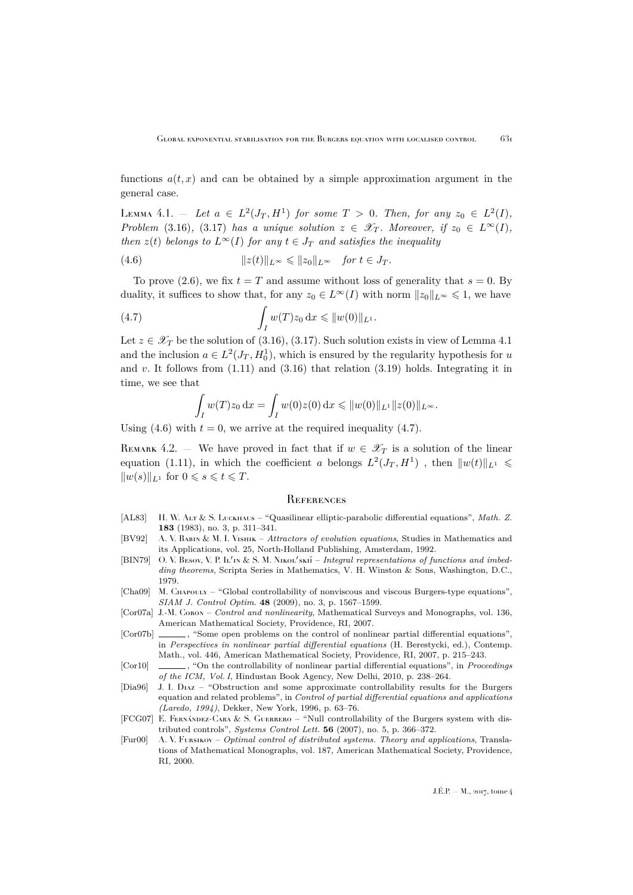functions $a(t,x)$ and can be obtained by a simple approximation argument in the general case.

Lemma 4.1. — *Let $a \in L^2(J_T, H^1)$ for some $T > 0$. Then, for any $z_0 \in L^2(I)$, Problem* (3.16), (3.17) *has a unique solution $z \in \mathscr{X}_T$. Moreover, if $z_0 \in L^\infty(I)$, then $z(t)$ belongs to $L^\infty(I)$ for any $t \in J_T$ and satisfies the inequality*

$$\|z(t)\|_{L^\infty} \leqslant \|z_0\|_{L^\infty} \quad \text{for } t \in J_T. \tag{4.6}$$

To prove (2.6), we fix $t = T$ and assume without loss of generality that $s = 0$. By duality, it suffices to show that, for any $z_0 \in L^\infty(I)$ with norm $\|z_0\|_{L^\infty} \leqslant 1$, we have

$$\int_I w(T) z_0 \, \mathrm{d}x \leqslant \|w(0)\|_{L^1}. \tag{4.7}$$

Let $z \in \mathscr{X}_T$ be the solution of (3.16), (3.17). Such solution exists in view of Lemma 4.1 and the inclusion $a \in L^2(J_T, H_0^1)$, which is ensured by the regularity hypothesis for $u$ and $v$. It follows from (1.11) and (3.16) that relation (3.19) holds. Integrating it in time, we see that

$$\int_I w(T) z_0 \, \mathrm{d}x = \int_I w(0) z(0) \, \mathrm{d}x \leqslant \|w(0)\|_{L^1} \|z(0)\|_{L^\infty}.$$

Using (4.6) with $t = 0$, we arrive at the required inequality (4.7).

Remark 4.2. — We have proved in fact that if $w \in \mathscr{X}_T$ is a solution of the linear equation (1.11), in which the coefficient $a$ belongs $L^2(J_T, H^1)$ , then $\|w(t)\|_{L^1} \leqslant \|w(s)\|_{L^1}$ for $0 \leqslant s \leqslant t \leqslant T$.

## References

[AL83] H. W. Alt & S. Luckhaus – "Quasilinear elliptic-parabolic differential equations", *Math. Z.* **183** (1983), no. 3, p. 311–341.

[BV92] A. V. Babin & M. I. Vishik – *Attractors of evolution equations*, Studies in Mathematics and its Applications, vol. 25, North-Holland Publishing, Amsterdam, 1992.

[BIN79] O. V. Besov, V. P. Il′in & S. M. Nikol′skiĭ – *Integral representations of functions and imbedding theorems*, Scripta Series in Mathematics, V. H. Winston & Sons, Washington, D.C., 1979.

[Cha09] M. Chapouly – "Global controllability of nonviscous and viscous Burgers-type equations", *SIAM J. Control Optim.* **48** (2009), no. 3, p. 1567–1599.

[Cor07a] J.-M. Coron – *Control and nonlinearity*, Mathematical Surveys and Monographs, vol. 136, American Mathematical Society, Providence, RI, 2007.

[Cor07b] ______, "Some open problems on the control of nonlinear partial differential equations", in *Perspectives in nonlinear partial differential equations* (H. Berestycki, ed.), Contemp. Math., vol. 446, American Mathematical Society, Providence, RI, 2007, p. 215–243.

[Cor10] ______, "On the controllability of nonlinear partial differential equations", in *Proceedings of the ICM, Vol. I*, Hindustan Book Agency, New Delhi, 2010, p. 238–264.

[Dia96] J. I. Diaz – "Obstruction and some approximate controllability results for the Burgers equation and related problems", in *Control of partial differential equations and applications (Laredo, 1994)*, Dekker, New York, 1996, p. 63–76.

[FCG07] E. Fernández-Cara & S. Guerrero – "Null controllability of the Burgers system with distributed controls", *Systems Control Lett.* **56** (2007), no. 5, p. 366–372.

[Fur00] A. V. Fursikov – *Optimal control of distributed systems. Theory and applications*, Translations of Mathematical Monographs, vol. 187, American Mathematical Society, Providence, RI, 2000.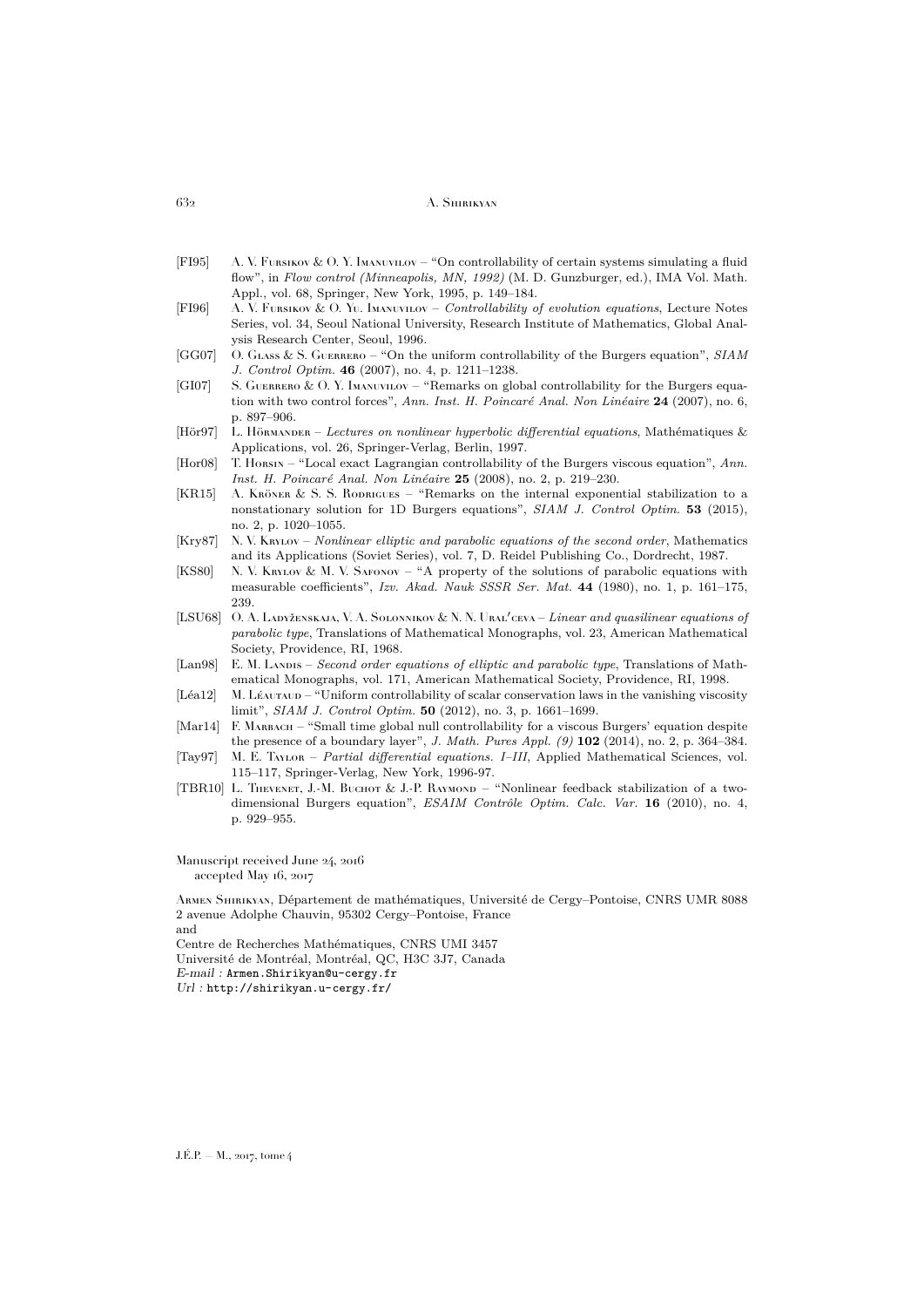[FI95] A. V. Fursikov & O. Y. Imanuvilov – "On controllability of certain systems simulating a fluid flow", in *Flow control (Minneapolis, MN, 1992)* (M. D. Gunzburger, ed.), IMA Vol. Math. Appl., vol. 68, Springer, New York, 1995, p. 149–184.

[FI96] A. V. Fursikov & O. Yu. Imanuvilov – *Controllability of evolution equations*, Lecture Notes Series, vol. 34, Seoul National University, Research Institute of Mathematics, Global Analysis Research Center, Seoul, 1996.

[GG07] O. Glass & S. Guerrero – "On the uniform controllability of the Burgers equation", *SIAM J. Control Optim.* **46** (2007), no. 4, p. 1211–1238.

[GI07] S. Guerrero & O. Y. Imanuvilov – "Remarks on global controllability for the Burgers equation with two control forces", *Ann. Inst. H. Poincaré Anal. Non Linéaire* **24** (2007), no. 6, p. 897–906.

[Hör97] L. Hörmander – *Lectures on nonlinear hyperbolic differential equations*, Mathématiques & Applications, vol. 26, Springer-Verlag, Berlin, 1997.

[Hor08] T. Horsin – "Local exact Lagrangian controllability of the Burgers viscous equation", *Ann. Inst. H. Poincaré Anal. Non Linéaire* **25** (2008), no. 2, p. 219–230.

[KR15] A. Kröner & S. S. Rodrigues – "Remarks on the internal exponential stabilization to a nonstationary solution for 1D Burgers equations", *SIAM J. Control Optim.* **53** (2015), no. 2, p. 1020–1055.

[Kry87] N. V. Krylov – *Nonlinear elliptic and parabolic equations of the second order*, Mathematics and its Applications (Soviet Series), vol. 7, D. Reidel Publishing Co., Dordrecht, 1987.

[KS80] N. V. Krylov & M. V. Safonov – "A property of the solutions of parabolic equations with measurable coefficients", *Izv. Akad. Nauk SSSR Ser. Mat.* **44** (1980), no. 1, p. 161–175, 239.

[LSU68] O. A. Ladyženskaja, V. A. Solonnikov & N. N. Ural′ceva – *Linear and quasilinear equations of parabolic type*, Translations of Mathematical Monographs, vol. 23, American Mathematical Society, Providence, RI, 1968.

[Lan98] E. M. Landis – *Second order equations of elliptic and parabolic type*, Translations of Mathematical Monographs, vol. 171, American Mathematical Society, Providence, RI, 1998.

[Léa12] M. Léautaud – "Uniform controllability of scalar conservation laws in the vanishing viscosity limit", *SIAM J. Control Optim.* **50** (2012), no. 3, p. 1661–1699.

[Mar14] F. Marbach – "Small time global null controllability for a viscous Burgers' equation despite the presence of a boundary layer", *J. Math. Pures Appl. (9)* **102** (2014), no. 2, p. 364–384.

[Tay97] M. E. Taylor – *Partial differential equations. I–III*, Applied Mathematical Sciences, vol. 115–117, Springer-Verlag, New York, 1996-97.

[TBR10] L. Thevenet, J.-M. Buchot & J.-P. Raymond – "Nonlinear feedback stabilization of a two-dimensional Burgers equation", *ESAIM Contrôle Optim. Calc. Var.* **16** (2010), no. 4, p. 929–955.

Manuscript received June 24, 2016
accepted May 16, 2017

Armen Shirikyan, Département de mathématiques, Université de Cergy–Pontoise, CNRS UMR 8088
2 avenue Adolphe Chauvin, 95302 Cergy–Pontoise, France
and
Centre de Recherches Mathématiques, CNRS UMI 3457
Université de Montréal, Montréal, QC, H3C 3J7, Canada
*E-mail :* Armen.Shirikyan@u-cergy.fr
*Url :* http://shirikyan.u-cergy.fr/